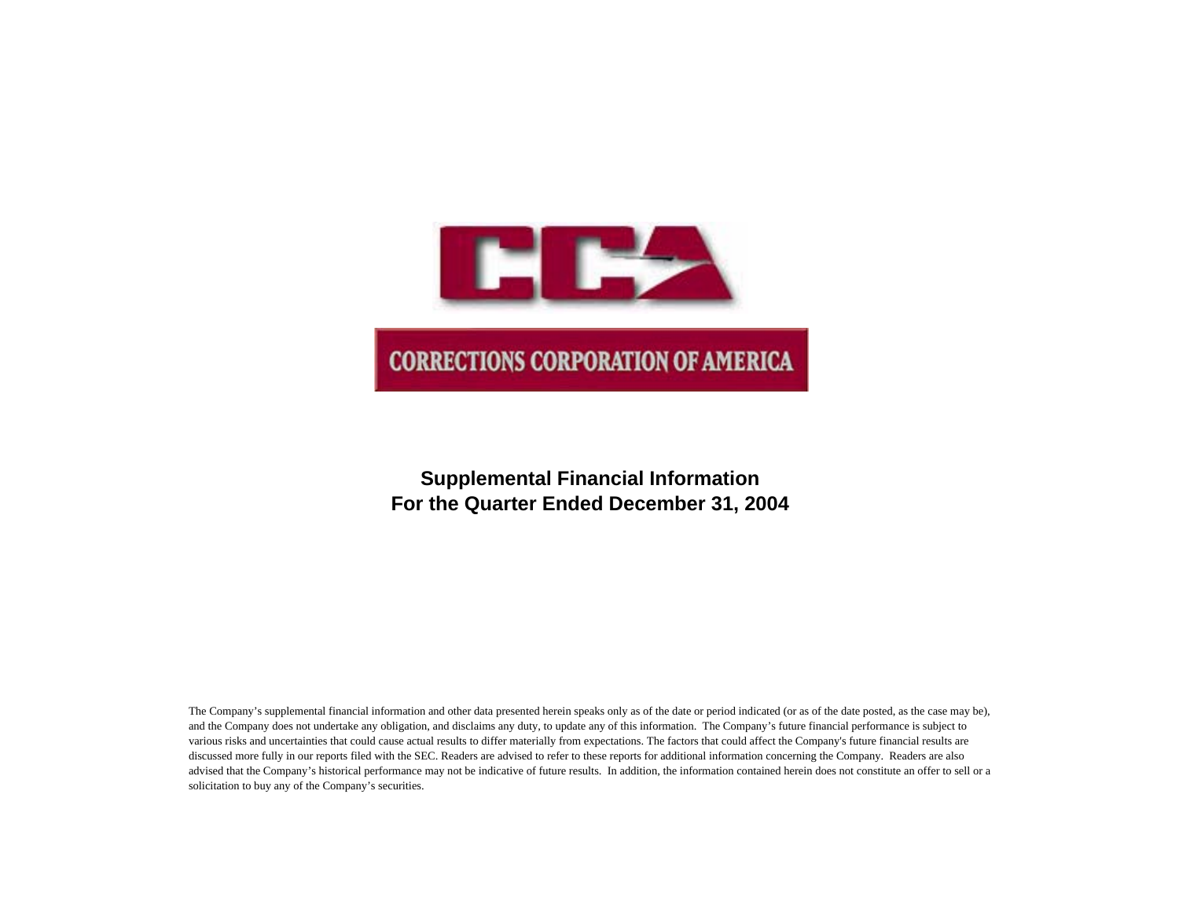CCA

CORRECTIONS CORPORATION OF AMERICA

# Supplemental Financial Information
# For the Quarter Ended December 31, 2004

The Company's supplemental financial information and other data presented herein speaks only as of the date or period indicated (or as of the date posted, as the case may be), and the Company does not undertake any obligation, and disclaims any duty, to update any of this information. The Company's future financial performance is subject to various risks and uncertainties that could cause actual results to differ materially from expectations. The factors that could affect the Company's future financial results are discussed more fully in our reports filed with the SEC. Readers are advised to refer to these reports for additional information concerning the Company. Readers are also advised that the Company's historical performance may not be indicative of future results. In addition, the information contained herein does not constitute an offer to sell or a solicitation to buy any of the Company's securities.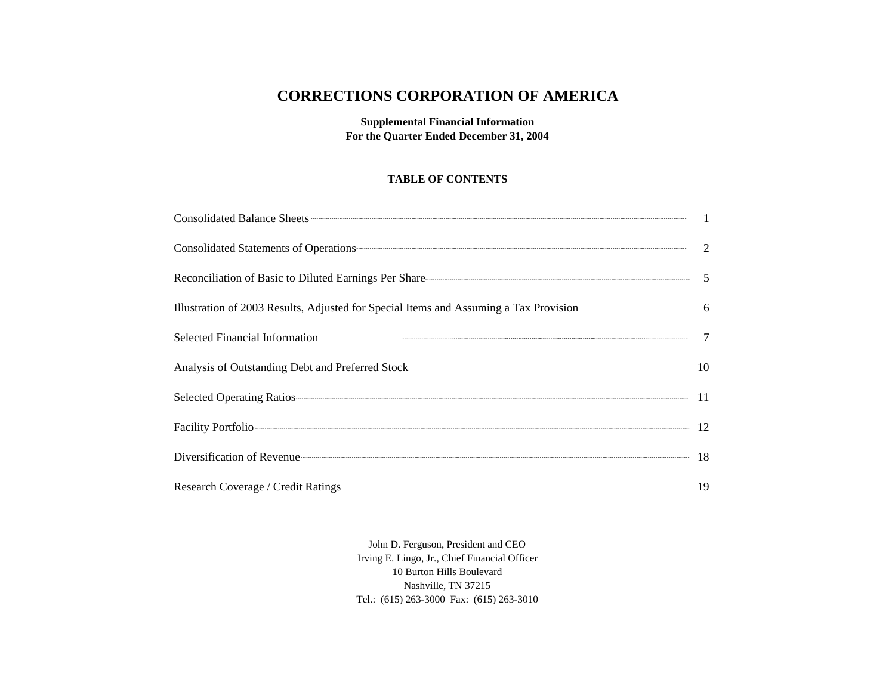# CORRECTIONS CORPORATION OF AMERICA

**Supplemental Financial Information**
**For the Quarter Ended December 31, 2004**

**TABLE OF CONTENTS**

| | |
|---|---|
| Consolidated Balance Sheets | 1 |
| Consolidated Statements of Operations | 2 |
| Reconciliation of Basic to Diluted Earnings Per Share | 5 |
| Illustration of 2003 Results, Adjusted for Special Items and Assuming a Tax Provision | 6 |
| Selected Financial Information | 7 |
| Analysis of Outstanding Debt and Preferred Stock | 10 |
| Selected Operating Ratios | 11 |
| Facility Portfolio | 12 |
| Diversification of Revenue | 18 |
| Research Coverage / Credit Ratings | 19 |

John D. Ferguson, President and CEO
Irving E. Lingo, Jr., Chief Financial Officer
10 Burton Hills Boulevard
Nashville, TN 37215
Tel.: (615) 263-3000 Fax: (615) 263-3010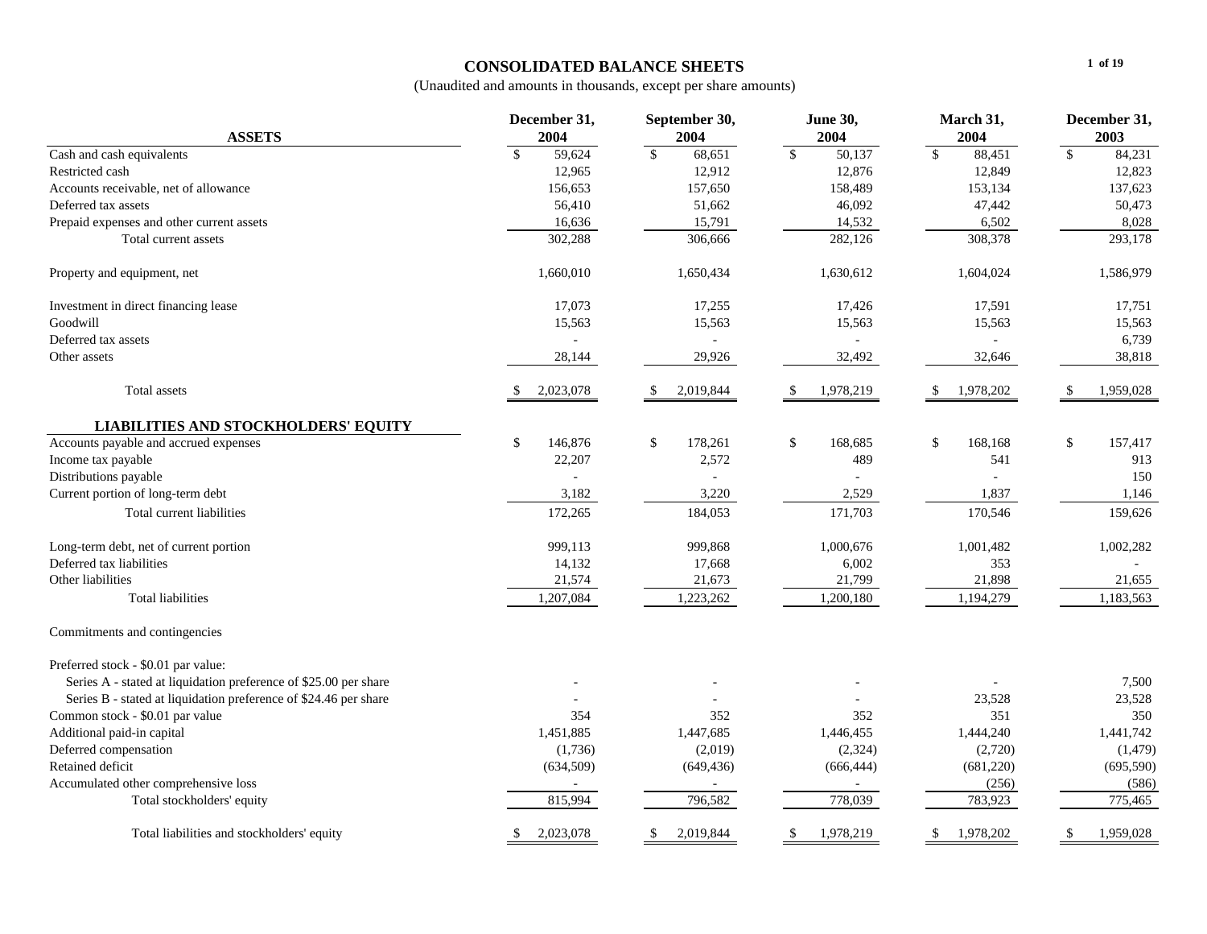## CONSOLIDATED BALANCE SHEETS

(Unaudited and amounts in thousands, except per share amounts)

| ASSETS | December 31, 2004 | September 30, 2004 | June 30, 2004 | March 31, 2004 | December 31, 2003 |
|---|---|---|---|---|---|
| Cash and cash equivalents | $ 59,624 | $ 68,651 | $ 50,137 | $ 88,451 | $ 84,231 |
| Restricted cash | 12,965 | 12,912 | 12,876 | 12,849 | 12,823 |
| Accounts receivable, net of allowance | 156,653 | 157,650 | 158,489 | 153,134 | 137,623 |
| Deferred tax assets | 56,410 | 51,662 | 46,092 | 47,442 | 50,473 |
| Prepaid expenses and other current assets | 16,636 | 15,791 | 14,532 | 6,502 | 8,028 |
| Total current assets | 302,288 | 306,666 | 282,126 | 308,378 | 293,178 |
| | | | | | |
| Property and equipment, net | 1,660,010 | 1,650,434 | 1,630,612 | 1,604,024 | 1,586,979 |
| | | | | | |
| Investment in direct financing lease | 17,073 | 17,255 | 17,426 | 17,591 | 17,751 |
| Goodwill | 15,563 | 15,563 | 15,563 | 15,563 | 15,563 |
| Deferred tax assets | - | - | - | - | 6,739 |
| Other assets | 28,144 | 29,926 | 32,492 | 32,646 | 38,818 |
| | | | | | |
| Total assets | $ 2,023,078 | $ 2,019,844 | $ 1,978,219 | $ 1,978,202 | $ 1,959,028 |
| | | | | | |
| **LIABILITIES AND STOCKHOLDERS' EQUITY** | | | | | |
| Accounts payable and accrued expenses | $ 146,876 | $ 178,261 | $ 168,685 | $ 168,168 | $ 157,417 |
| Income tax payable | 22,207 | 2,572 | 489 | 541 | 913 |
| Distributions payable | - | - | - | - | 150 |
| Current portion of long-term debt | 3,182 | 3,220 | 2,529 | 1,837 | 1,146 |
| Total current liabilities | 172,265 | 184,053 | 171,703 | 170,546 | 159,626 |
| | | | | | |
| Long-term debt, net of current portion | 999,113 | 999,868 | 1,000,676 | 1,001,482 | 1,002,282 |
| Deferred tax liabilities | 14,132 | 17,668 | 6,002 | 353 | - |
| Other liabilities | 21,574 | 21,673 | 21,799 | 21,898 | 21,655 |
| Total liabilities | 1,207,084 | 1,223,262 | 1,200,180 | 1,194,279 | 1,183,563 |
| | | | | | |
| Commitments and contingencies | | | | | |
| | | | | | |
| Preferred stock - $0.01 par value: | | | | | |
| Series A - stated at liquidation preference of $25.00 per share | - | - | - | - | 7,500 |
| Series B - stated at liquidation preference of $24.46 per share | - | - | - | 23,528 | 23,528 |
| Common stock - $0.01 par value | 354 | 352 | 352 | 351 | 350 |
| Additional paid-in capital | 1,451,885 | 1,447,685 | 1,446,455 | 1,444,240 | 1,441,742 |
| Deferred compensation | (1,736) | (2,019) | (2,324) | (2,720) | (1,479) |
| Retained deficit | (634,509) | (649,436) | (666,444) | (681,220) | (695,590) |
| Accumulated other comprehensive loss | - | - | - | (256) | (586) |
| Total stockholders' equity | 815,994 | 796,582 | 778,039 | 783,923 | 775,465 |
| | | | | | |
| Total liabilities and stockholders' equity | $ 2,023,078 | $ 2,019,844 | $ 1,978,219 | $ 1,978,202 | $ 1,959,028 |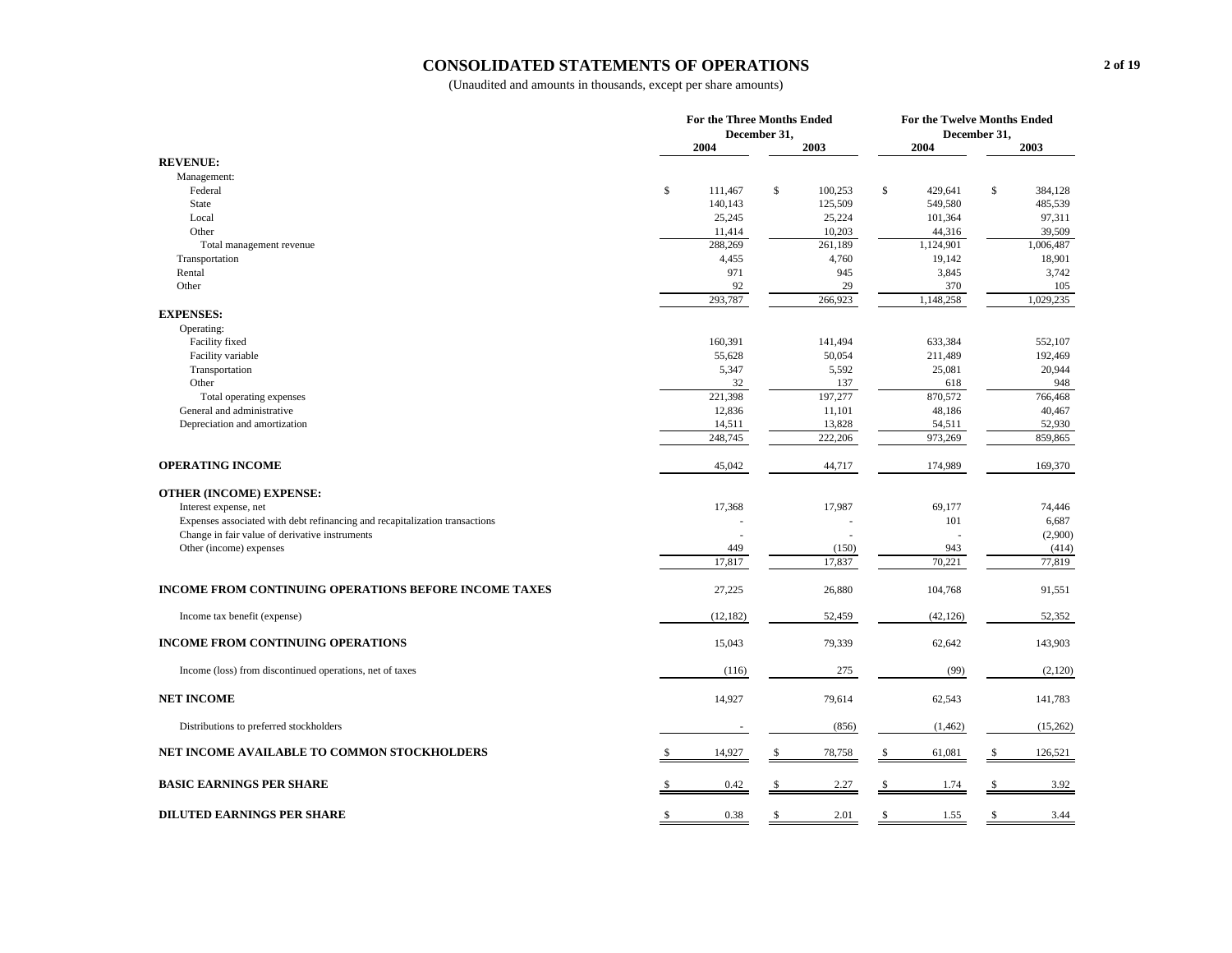# CONSOLIDATED STATEMENTS OF OPERATIONS

(Unaudited and amounts in thousands, except per share amounts)

| | For the Three Months Ended December 31, | | For the Twelve Months Ended December 31, | |
|---|---|---|---|---|
| | 2004 | 2003 | 2004 | 2003 |
| **REVENUE:** | | | | |
| Management: | | | | |
| Federal | $ 111,467 | $ 100,253 | $ 429,641 | $ 384,128 |
| State | 140,143 | 125,509 | 549,580 | 485,539 |
| Local | 25,245 | 25,224 | 101,364 | 97,311 |
| Other | 11,414 | 10,203 | 44,316 | 39,509 |
| Total management revenue | 288,269 | 261,189 | 1,124,901 | 1,006,487 |
| Transportation | 4,455 | 4,760 | 19,142 | 18,901 |
| Rental | 971 | 945 | 3,845 | 3,742 |
| Other | 92 | 29 | 370 | 105 |
| | 293,787 | 266,923 | 1,148,258 | 1,029,235 |
| **EXPENSES:** | | | | |
| Operating: | | | | |
| Facility fixed | 160,391 | 141,494 | 633,384 | 552,107 |
| Facility variable | 55,628 | 50,054 | 211,489 | 192,469 |
| Transportation | 5,347 | 5,592 | 25,081 | 20,944 |
| Other | 32 | 137 | 618 | 948 |
| Total operating expenses | 221,398 | 197,277 | 870,572 | 766,468 |
| General and administrative | 12,836 | 11,101 | 48,186 | 40,467 |
| Depreciation and amortization | 14,511 | 13,828 | 54,511 | 52,930 |
| | 248,745 | 222,206 | 973,269 | 859,865 |
| **OPERATING INCOME** | 45,042 | 44,717 | 174,989 | 169,370 |
| **OTHER (INCOME) EXPENSE:** | | | | |
| Interest expense, net | 17,368 | 17,987 | 69,177 | 74,446 |
| Expenses associated with debt refinancing and recapitalization transactions | - | - | 101 | 6,687 |
| Change in fair value of derivative instruments | - | - | - | (2,900) |
| Other (income) expenses | 449 | (150) | 943 | (414) |
| | 17,817 | 17,837 | 70,221 | 77,819 |
| **INCOME FROM CONTINUING OPERATIONS BEFORE INCOME TAXES** | 27,225 | 26,880 | 104,768 | 91,551 |
| Income tax benefit (expense) | (12,182) | 52,459 | (42,126) | 52,352 |
| **INCOME FROM CONTINUING OPERATIONS** | 15,043 | 79,339 | 62,642 | 143,903 |
| Income (loss) from discontinued operations, net of taxes | (116) | 275 | (99) | (2,120) |
| **NET INCOME** | 14,927 | 79,614 | 62,543 | 141,783 |
| Distributions to preferred stockholders | - | (856) | (1,462) | (15,262) |
| **NET INCOME AVAILABLE TO COMMON STOCKHOLDERS** | $ 14,927 | $ 78,758 | $ 61,081 | $ 126,521 |
| **BASIC EARNINGS PER SHARE** | $ 0.42 | $ 2.27 | $ 1.74 | $ 3.92 |
| **DILUTED EARNINGS PER SHARE** | $ 0.38 | $ 2.01 | $ 1.55 | $ 3.44 |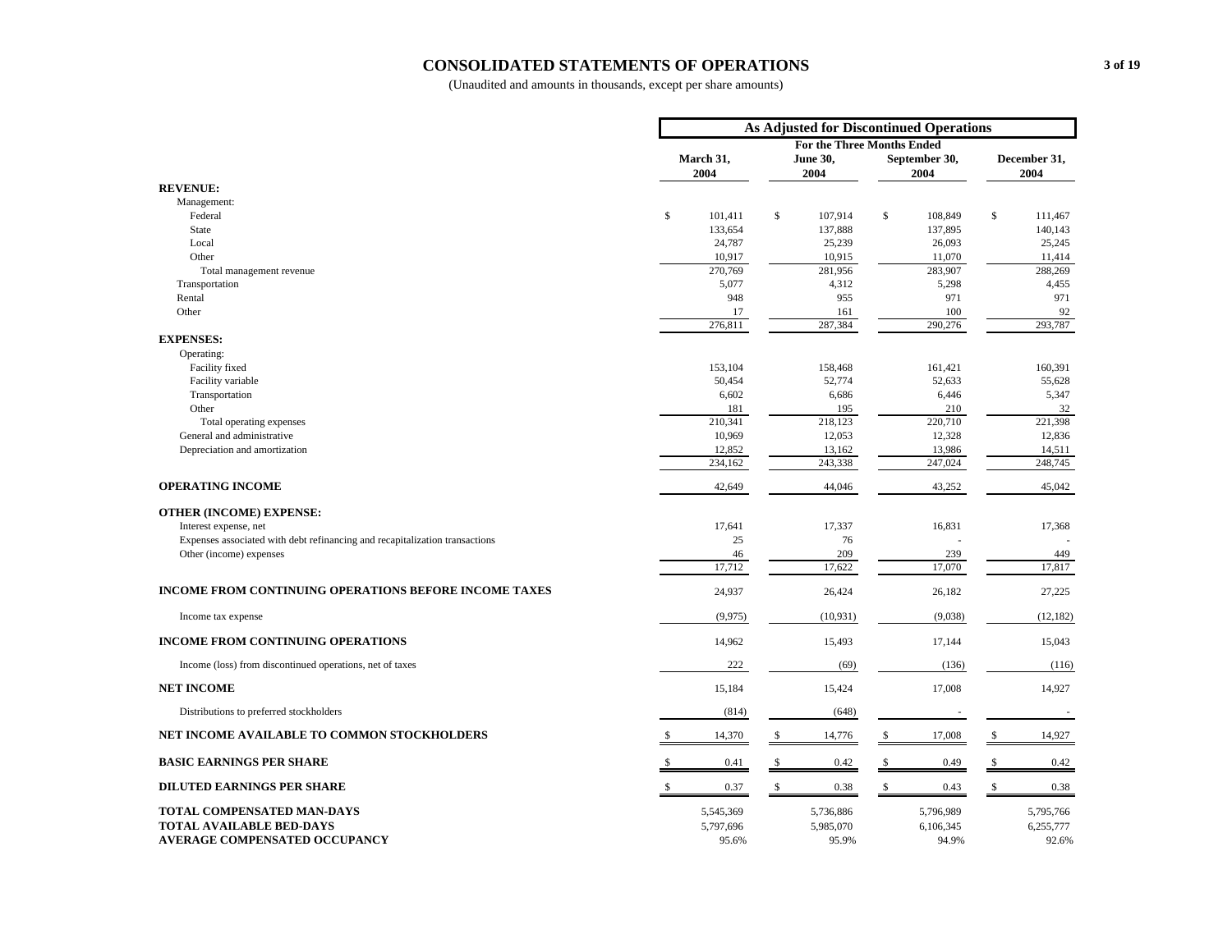# CONSOLIDATED STATEMENTS OF OPERATIONS

(Unaudited and amounts in thousands, except per share amounts)

| | As Adjusted for Discontinued Operations | | | |
|---|---|---|---|---|
| | For the Three Months Ended | | | |
| | March 31, 2004 | June 30, 2004 | September 30, 2004 | December 31, 2004 |
| **REVENUE:** | | | | |
| Management: | | | | |
| Federal | $ 101,411 | $ 107,914 | $ 108,849 | $ 111,467 |
| State | 133,654 | 137,888 | 137,895 | 140,143 |
| Local | 24,787 | 25,239 | 26,093 | 25,245 |
| Other | 10,917 | 10,915 | 11,070 | 11,414 |
| Total management revenue | 270,769 | 281,956 | 283,907 | 288,269 |
| Transportation | 5,077 | 4,312 | 5,298 | 4,455 |
| Rental | 948 | 955 | 971 | 971 |
| Other | 17 | 161 | 100 | 92 |
| | 276,811 | 287,384 | 290,276 | 293,787 |
| **EXPENSES:** | | | | |
| Operating: | | | | |
| Facility fixed | 153,104 | 158,468 | 161,421 | 160,391 |
| Facility variable | 50,454 | 52,774 | 52,633 | 55,628 |
| Transportation | 6,602 | 6,686 | 6,446 | 5,347 |
| Other | 181 | 195 | 210 | 32 |
| Total operating expenses | 210,341 | 218,123 | 220,710 | 221,398 |
| General and administrative | 10,969 | 12,053 | 12,328 | 12,836 |
| Depreciation and amortization | 12,852 | 13,162 | 13,986 | 14,511 |
| | 234,162 | 243,338 | 247,024 | 248,745 |
| **OPERATING INCOME** | 42,649 | 44,046 | 43,252 | 45,042 |
| **OTHER (INCOME) EXPENSE:** | | | | |
| Interest expense, net | 17,641 | 17,337 | 16,831 | 17,368 |
| Expenses associated with debt refinancing and recapitalization transactions | 25 | 76 | - | - |
| Other (income) expenses | 46 | 209 | 239 | 449 |
| | 17,712 | 17,622 | 17,070 | 17,817 |
| **INCOME FROM CONTINUING OPERATIONS BEFORE INCOME TAXES** | 24,937 | 26,424 | 26,182 | 27,225 |
| Income tax expense | (9,975) | (10,931) | (9,038) | (12,182) |
| **INCOME FROM CONTINUING OPERATIONS** | 14,962 | 15,493 | 17,144 | 15,043 |
| Income (loss) from discontinued operations, net of taxes | 222 | (69) | (136) | (116) |
| **NET INCOME** | 15,184 | 15,424 | 17,008 | 14,927 |
| Distributions to preferred stockholders | (814) | (648) | - | - |
| **NET INCOME AVAILABLE TO COMMON STOCKHOLDERS** | $ 14,370 | $ 14,776 | $ 17,008 | $ 14,927 |
| **BASIC EARNINGS PER SHARE** | $ 0.41 | $ 0.42 | $ 0.49 | $ 0.42 |
| **DILUTED EARNINGS PER SHARE** | $ 0.37 | $ 0.38 | $ 0.43 | $ 0.38 |
| **TOTAL COMPENSATED MAN-DAYS** | 5,545,369 | 5,736,886 | 5,796,989 | 5,795,766 |
| **TOTAL AVAILABLE BED-DAYS** | 5,797,696 | 5,985,070 | 6,106,345 | 6,255,777 |
| **AVERAGE COMPENSATED OCCUPANCY** | 95.6% | 95.9% | 94.9% | 92.6% |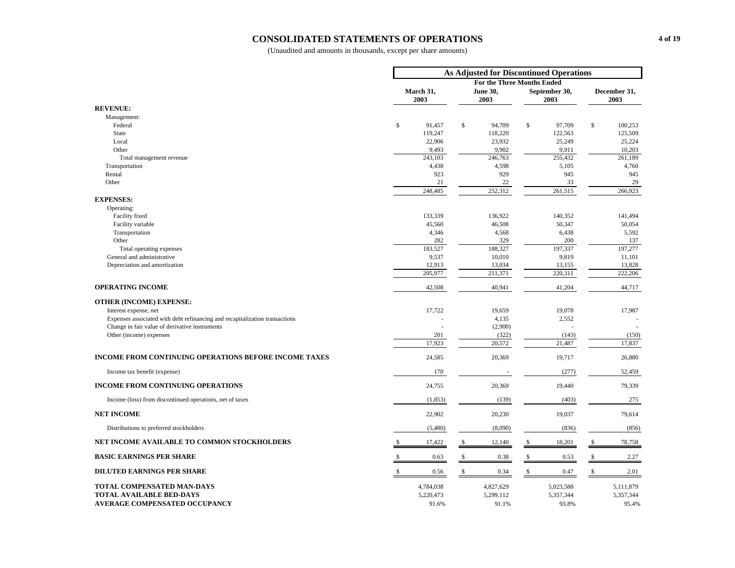# CONSOLIDATED STATEMENTS OF OPERATIONS

(Unaudited and amounts in thousands, except per share amounts)

| | As Adjusted for Discontinued Operations | | | |
|---|---|---|---|---|
| | For the Three Months Ended | | | |
| | March 31, 2003 | June 30, 2003 | September 30, 2003 | December 31, 2003 |
| **REVENUE:** | | | | |
| Management: | | | | |
| Federal | $ 91,457 | $ 94,709 | $ 97,709 | $ 100,253 |
| State | 119,247 | 118,220 | 122,563 | 125,509 |
| Local | 22,906 | 23,932 | 25,249 | 25,224 |
| Other | 9,493 | 9,902 | 9,911 | 10,203 |
| Total management revenue | 243,103 | 246,763 | 255,432 | 261,189 |
| Transportation | 4,438 | 4,598 | 5,105 | 4,760 |
| Rental | 923 | 929 | 945 | 945 |
| Other | 21 | 22 | 33 | 29 |
| | 248,485 | 252,312 | 261,515 | 266,923 |
| **EXPENSES:** | | | | |
| Operating: | | | | |
| Facility fixed | 133,339 | 136,922 | 140,352 | 141,494 |
| Facility variable | 45,560 | 46,508 | 50,347 | 50,054 |
| Transportation | 4,346 | 4,568 | 6,438 | 5,592 |
| Other | 282 | 329 | 200 | 137 |
| Total operating expenses | 183,527 | 188,327 | 197,337 | 197,277 |
| General and administrative | 9,537 | 10,010 | 9,819 | 11,101 |
| Depreciation and amortization | 12,913 | 13,034 | 13,155 | 13,828 |
| | 205,977 | 211,371 | 220,311 | 222,206 |
| **OPERATING INCOME** | 42,508 | 40,941 | 41,204 | 44,717 |
| **OTHER (INCOME) EXPENSE:** | | | | |
| Interest expense, net | 17,722 | 19,659 | 19,078 | 17,987 |
| Expenses associated with debt refinancing and recapitalization transactions | - | 4,135 | 2,552 | - |
| Change in fair value of derivative instruments | - | (2,900) | - | - |
| Other (income) expenses | 201 | (322) | (143) | (150) |
| | 17,923 | 20,572 | 21,487 | 17,837 |
| **INCOME FROM CONTINUING OPERATIONS BEFORE INCOME TAXES** | 24,585 | 20,369 | 19,717 | 26,880 |
| Income tax benefit (expense) | 170 | - | (277) | 52,459 |
| **INCOME FROM CONTINUING OPERATIONS** | 24,755 | 20,369 | 19,440 | 79,339 |
| Income (loss) from discontinued operations, net of taxes | (1,853) | (139) | (403) | 275 |
| **NET INCOME** | 22,902 | 20,230 | 19,037 | 79,614 |
| Distributions to preferred stockholders | (5,480) | (8,090) | (836) | (856) |
| **NET INCOME AVAILABLE TO COMMON STOCKHOLDERS** | $ 17,422 | $ 12,140 | $ 18,201 | $ 78,758 |
| **BASIC EARNINGS PER SHARE** | $ 0.63 | $ 0.38 | $ 0.53 | $ 2.27 |
| **DILUTED EARNINGS PER SHARE** | $ 0.56 | $ 0.34 | $ 0.47 | $ 2.01 |
| **TOTAL COMPENSATED MAN-DAYS** | 4,784,038 | 4,827,629 | 5,023,588 | 5,111,879 |
| **TOTAL AVAILABLE BED-DAYS** | 5,220,473 | 5,299,112 | 5,357,344 | 5,357,344 |
| **AVERAGE COMPENSATED OCCUPANCY** | 91.6% | 91.1% | 93.8% | 95.4% |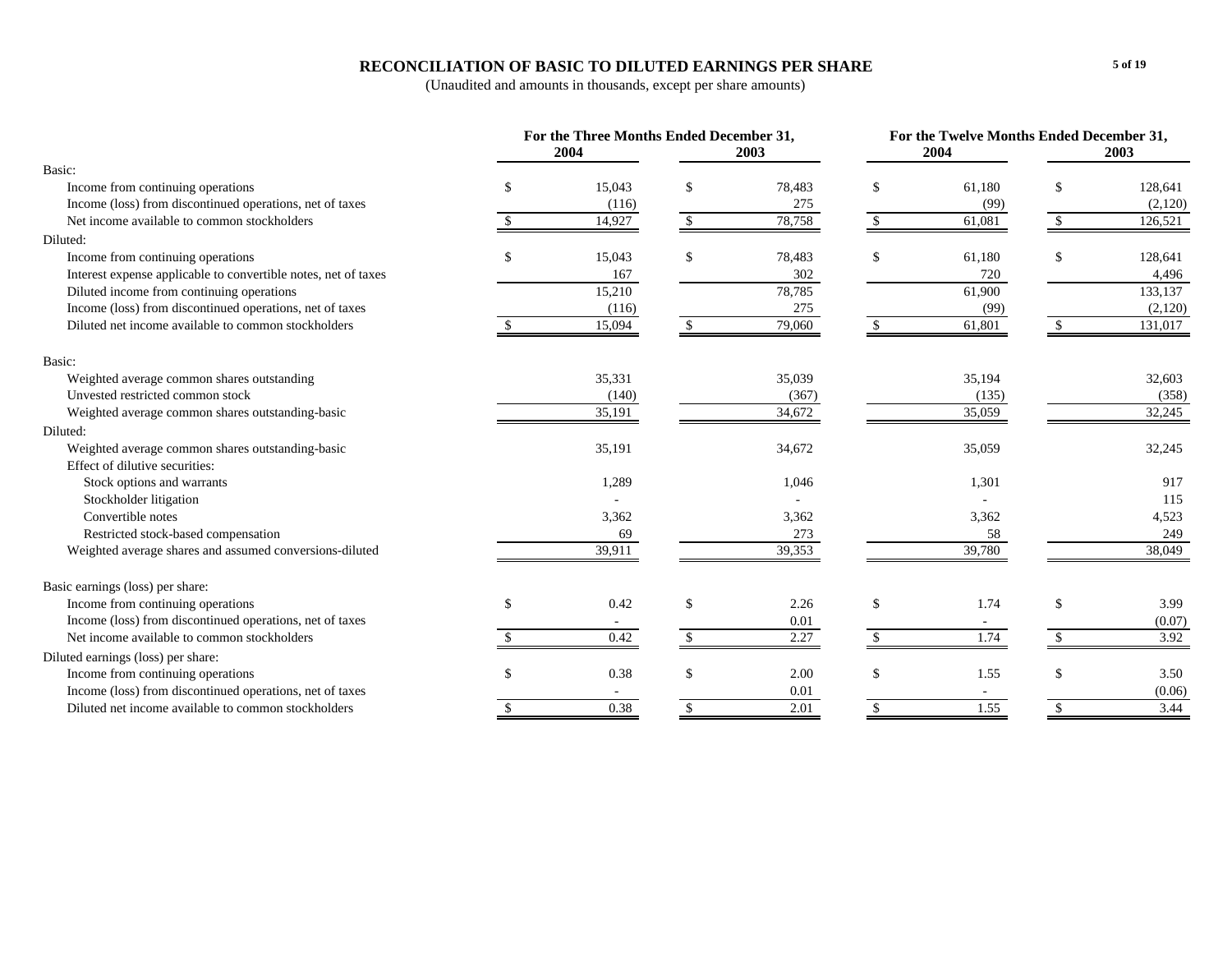# RECONCILIATION OF BASIC TO DILUTED EARNINGS PER SHARE

(Unaudited and amounts in thousands, except per share amounts)

| | For the Three Months Ended December 31, | | For the Twelve Months Ended December 31, | |
|---|---|---|---|---|
| | 2004 | 2003 | 2004 | 2003 |
| **Basic:** | | | | |
| Income from continuing operations | $ 15,043 | $ 78,483 | $ 61,180 | $ 128,641 |
| Income (loss) from discontinued operations, net of taxes | (116) | 275 | (99) | (2,120) |
| Net income available to common stockholders | $ 14,927 | $ 78,758 | $ 61,081 | $ 126,521 |
| **Diluted:** | | | | |
| Income from continuing operations | $ 15,043 | $ 78,483 | $ 61,180 | $ 128,641 |
| Interest expense applicable to convertible notes, net of taxes | 167 | 302 | 720 | 4,496 |
| Diluted income from continuing operations | 15,210 | 78,785 | 61,900 | 133,137 |
| Income (loss) from discontinued operations, net of taxes | (116) | 275 | (99) | (2,120) |
| Diluted net income available to common stockholders | $ 15,094 | $ 79,060 | $ 61,801 | $ 131,017 |
| **Basic:** | | | | |
| Weighted average common shares outstanding | 35,331 | 35,039 | 35,194 | 32,603 |
| Unvested restricted common stock | (140) | (367) | (135) | (358) |
| Weighted average common shares outstanding-basic | 35,191 | 34,672 | 35,059 | 32,245 |
| **Diluted:** | | | | |
| Weighted average common shares outstanding-basic | 35,191 | 34,672 | 35,059 | 32,245 |
| Effect of dilutive securities: | | | | |
| Stock options and warrants | 1,289 | 1,046 | 1,301 | 917 |
| Stockholder litigation | - | - | - | 115 |
| Convertible notes | 3,362 | 3,362 | 3,362 | 4,523 |
| Restricted stock-based compensation | 69 | 273 | 58 | 249 |
| Weighted average shares and assumed conversions-diluted | 39,911 | 39,353 | 39,780 | 38,049 |
| **Basic earnings (loss) per share:** | | | | |
| Income from continuing operations | $ 0.42 | $ 2.26 | $ 1.74 | $ 3.99 |
| Income (loss) from discontinued operations, net of taxes | - | 0.01 | - | (0.07) |
| Net income available to common stockholders | $ 0.42 | $ 2.27 | $ 1.74 | $ 3.92 |
| **Diluted earnings (loss) per share:** | | | | |
| Income from continuing operations | $ 0.38 | $ 2.00 | $ 1.55 | $ 3.50 |
| Income (loss) from discontinued operations, net of taxes | - | 0.01 | - | (0.06) |
| Diluted net income available to common stockholders | $ 0.38 | $ 2.01 | $ 1.55 | $ 3.44 |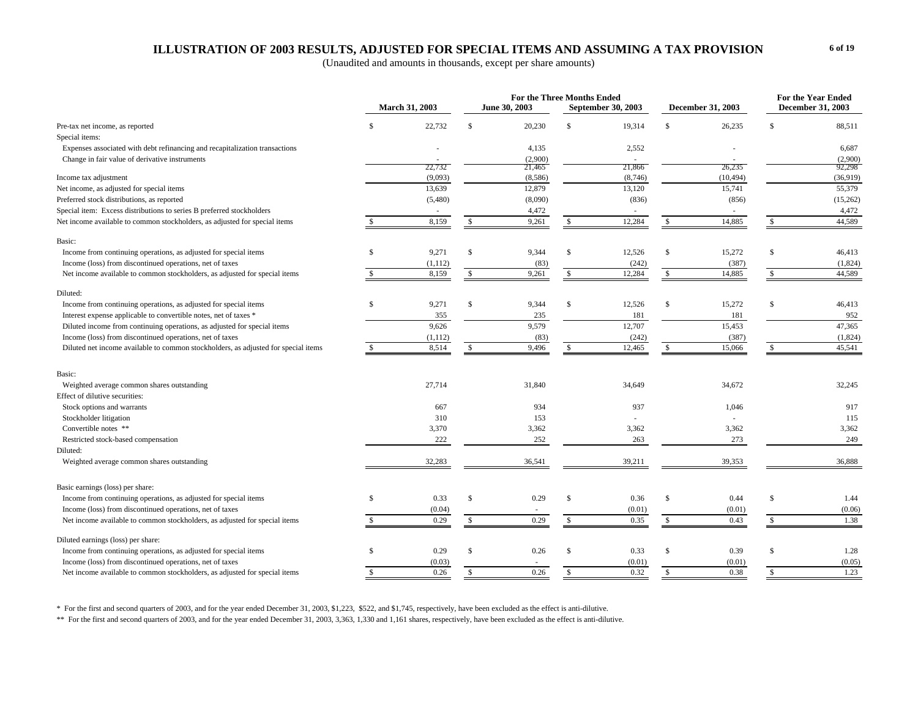# ILLUSTRATION OF 2003 RESULTS, ADJUSTED FOR SPECIAL ITEMS AND ASSUMING A TAX PROVISION

(Unaudited and amounts in thousands, except per share amounts)

| | For the Three Months Ended March 31, 2003 | June 30, 2003 | September 30, 2003 | December 31, 2003 | For the Year Ended December 31, 2003 |
|---|---|---|---|---|---|
| Pre-tax net income, as reported | $ 22,732 | $ 20,230 | $ 19,314 | $ 26,235 | $ 88,511 |
| Special items: | | | | | |
| Expenses associated with debt refinancing and recapitalization transactions | - | 4,135 | 2,552 | - | 6,687 |
| Change in fair value of derivative instruments | - | (2,900) | - | - | (2,900) |
| | 22,732 | 21,465 | 21,866 | 26,235 | 92,298 |
| Income tax adjustment | (9,093) | (8,586) | (8,746) | (10,494) | (36,919) |
| Net income, as adjusted for special items | 13,639 | 12,879 | 13,120 | 15,741 | 55,379 |
| Preferred stock distributions, as reported | (5,480) | (8,090) | (836) | (856) | (15,262) |
| Special item: Excess distributions to series B preferred stockholders | - | 4,472 | - | - | 4,472 |
| Net income available to common stockholders, as adjusted for special items | $ 8,159 | $ 9,261 | $ 12,284 | $ 14,885 | $ 44,589 |
| Basic: | | | | | |
| Income from continuing operations, as adjusted for special items | $ 9,271 | $ 9,344 | $ 12,526 | $ 15,272 | $ 46,413 |
| Income (loss) from discontinued operations, net of taxes | (1,112) | (83) | (242) | (387) | (1,824) |
| Net income available to common stockholders, as adjusted for special items | $ 8,159 | $ 9,261 | $ 12,284 | $ 14,885 | $ 44,589 |
| Diluted: | | | | | |
| Income from continuing operations, as adjusted for special items | $ 9,271 | $ 9,344 | $ 12,526 | $ 15,272 | $ 46,413 |
| Interest expense applicable to convertible notes, net of taxes * | 355 | 235 | 181 | 181 | 952 |
| Diluted income from continuing operations, as adjusted for special items | 9,626 | 9,579 | 12,707 | 15,453 | 47,365 |
| Income (loss) from discontinued operations, net of taxes | (1,112) | (83) | (242) | (387) | (1,824) |
| Diluted net income available to common stockholders, as adjusted for special items | $ 8,514 | $ 9,496 | $ 12,465 | $ 15,066 | $ 45,541 |
| Basic: | | | | | |
| Weighted average common shares outstanding | 27,714 | 31,840 | 34,649 | 34,672 | 32,245 |
| Effect of dilutive securities: | | | | | |
| Stock options and warrants | 667 | 934 | 937 | 1,046 | 917 |
| Stockholder litigation | 310 | 153 | - | - | 115 |
| Convertible notes ** | 3,370 | 3,362 | 3,362 | 3,362 | 3,362 |
| Restricted stock-based compensation | 222 | 252 | 263 | 273 | 249 |
| Diluted: | | | | | |
| Weighted average common shares outstanding | 32,283 | 36,541 | 39,211 | 39,353 | 36,888 |
| Basic earnings (loss) per share: | | | | | |
| Income from continuing operations, as adjusted for special items | $ 0.33 | $ 0.29 | $ 0.36 | $ 0.44 | $ 1.44 |
| Income (loss) from discontinued operations, net of taxes | (0.04) | - | (0.01) | (0.01) | (0.06) |
| Net income available to common stockholders, as adjusted for special items | $ 0.29 | $ 0.29 | $ 0.35 | $ 0.43 | $ 1.38 |
| Diluted earnings (loss) per share: | | | | | |
| Income from continuing operations, as adjusted for special items | $ 0.29 | $ 0.26 | $ 0.33 | $ 0.39 | $ 1.28 |
| Income (loss) from discontinued operations, net of taxes | (0.03) | - | (0.01) | (0.01) | (0.05) |
| Net income available to common stockholders, as adjusted for special items | $ 0.26 | $ 0.26 | $ 0.32 | $ 0.38 | $ 1.23 |

\* For the first and second quarters of 2003, and for the year ended December 31, 2003, $1,223, $522, and $1,745, respectively, have been excluded as the effect is anti-dilutive.

\** For the first and second quarters of 2003, and for the year ended December 31, 2003, 3,363, 1,330 and 1,161 shares, respectively, have been excluded as the effect is anti-dilutive.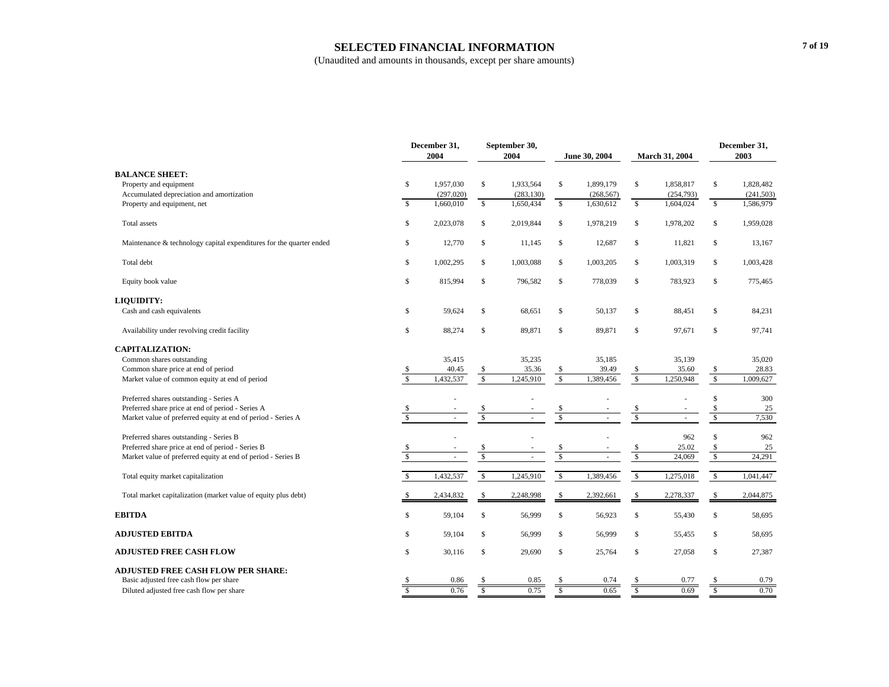# SELECTED FINANCIAL INFORMATION

(Unaudited and amounts in thousands, except per share amounts)

| | December 31, 2004 | September 30, 2004 | June 30, 2004 | March 31, 2004 | December 31, 2003 |
|---|---|---|---|---|---|
| **BALANCE SHEET:** | | | | | |
| Property and equipment | $ 1,957,030 | $ 1,933,564 | $ 1,899,179 | $ 1,858,817 | $ 1,828,482 |
| Accumulated depreciation and amortization | (297,020) | (283,130) | (268,567) | (254,793) | (241,503) |
| Property and equipment, net | $ 1,660,010 | $ 1,650,434 | $ 1,630,612 | $ 1,604,024 | $ 1,586,979 |
| Total assets | $ 2,023,078 | $ 2,019,844 | $ 1,978,219 | $ 1,978,202 | $ 1,959,028 |
| Maintenance & technology capital expenditures for the quarter ended | $ 12,770 | $ 11,145 | $ 12,687 | $ 11,821 | $ 13,167 |
| Total debt | $ 1,002,295 | $ 1,003,088 | $ 1,003,205 | $ 1,003,319 | $ 1,003,428 |
| Equity book value | $ 815,994 | $ 796,582 | $ 778,039 | $ 783,923 | $ 775,465 |
| **LIQUIDITY:** | | | | | |
| Cash and cash equivalents | $ 59,624 | $ 68,651 | $ 50,137 | $ 88,451 | $ 84,231 |
| Availability under revolving credit facility | $ 88,274 | $ 89,871 | $ 89,871 | $ 97,671 | $ 97,741 |
| **CAPITALIZATION:** | | | | | |
| Common shares outstanding | 35,415 | 35,235 | 35,185 | 35,139 | 35,020 |
| Common share price at end of period | $ 40.45 | $ 35.36 | $ 39.49 | $ 35.60 | $ 28.83 |
| Market value of common equity at end of period | $ 1,432,537 | $ 1,245,910 | $ 1,389,456 | $ 1,250,948 | $ 1,009,627 |
| Preferred shares outstanding - Series A | - | - | - | - | $ 300 |
| Preferred share price at end of period - Series A | $ - | $ - | $ - | $ - | $ 25 |
| Market value of preferred equity at end of period - Series A | $ - | $ - | $ - | $ - | $ 7,530 |
| Preferred shares outstanding - Series B | - | - | - | 962 | $ 962 |
| Preferred share price at end of period - Series B | $ - | $ - | $ - | $ 25.02 | $ 25 |
| Market value of preferred equity at end of period - Series B | $ - | $ - | $ - | $ 24,069 | $ 24,291 |
| Total equity market capitalization | $ 1,432,537 | $ 1,245,910 | $ 1,389,456 | $ 1,275,018 | $ 1,041,447 |
| Total market capitalization (market value of equity plus debt) | $ 2,434,832 | $ 2,248,998 | $ 2,392,661 | $ 2,278,337 | $ 2,044,875 |
| **EBITDA** | $ 59,104 | $ 56,999 | $ 56,923 | $ 55,430 | $ 58,695 |
| **ADJUSTED EBITDA** | $ 59,104 | $ 56,999 | $ 56,999 | $ 55,455 | $ 58,695 |
| **ADJUSTED FREE CASH FLOW** | $ 30,116 | $ 29,690 | $ 25,764 | $ 27,058 | $ 27,387 |
| **ADJUSTED FREE CASH FLOW PER SHARE:** | | | | | |
| Basic adjusted free cash flow per share | $ 0.86 | $ 0.85 | $ 0.74 | $ 0.77 | $ 0.79 |
| Diluted adjusted free cash flow per share | $ 0.76 | $ 0.75 | $ 0.65 | $ 0.69 | $ 0.70 |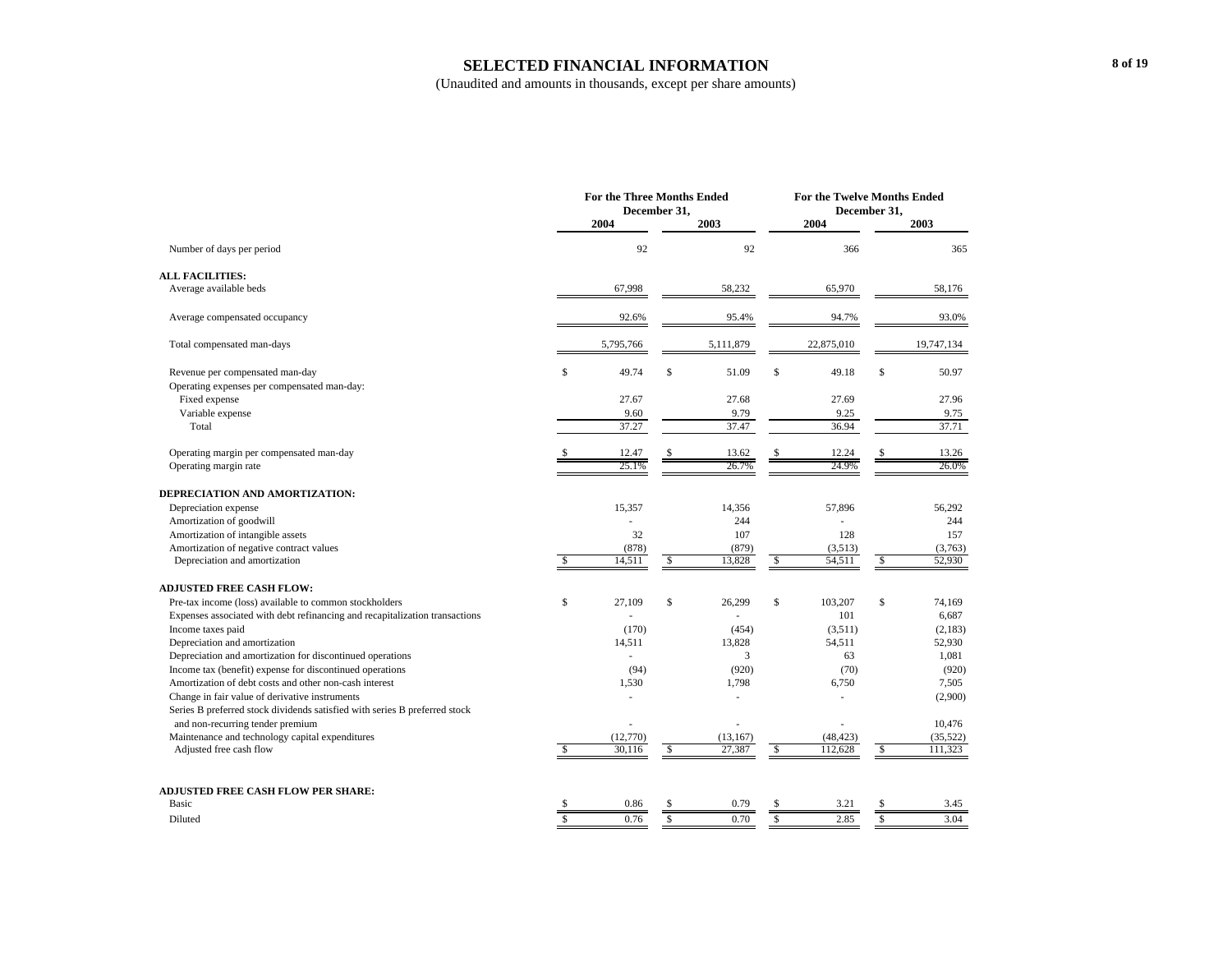# SELECTED FINANCIAL INFORMATION

(Unaudited and amounts in thousands, except per share amounts)

| | For the Three Months Ended December 31, | | For the Twelve Months Ended December 31, | |
|---|---|---|---|---|
| | 2004 | 2003 | 2004 | 2003 |
| Number of days per period | 92 | 92 | 366 | 365 |
| **ALL FACILITIES:** | | | | |
| Average available beds | 67,998 | 58,232 | 65,970 | 58,176 |
| Average compensated occupancy | 92.6% | 95.4% | 94.7% | 93.0% |
| Total compensated man-days | 5,795,766 | 5,111,879 | 22,875,010 | 19,747,134 |
| Revenue per compensated man-day | $ 49.74 | $ 51.09 | $ 49.18 | $ 50.97 |
| Operating expenses per compensated man-day: | | | | |
| Fixed expense | 27.67 | 27.68 | 27.69 | 27.96 |
| Variable expense | 9.60 | 9.79 | 9.25 | 9.75 |
| Total | 37.27 | 37.47 | 36.94 | 37.71 |
| Operating margin per compensated man-day | $ 12.47 | $ 13.62 | $ 12.24 | $ 13.26 |
| Operating margin rate | 25.1% | 26.7% | 24.9% | 26.0% |
| **DEPRECIATION AND AMORTIZATION:** | | | | |
| Depreciation expense | 15,357 | 14,356 | 57,896 | 56,292 |
| Amortization of goodwill | - | 244 | - | 244 |
| Amortization of intangible assets | 32 | 107 | 128 | 157 |
| Amortization of negative contract values | (878) | (879) | (3,513) | (3,763) |
| Depreciation and amortization | $ 14,511 | $ 13,828 | $ 54,511 | $ 52,930 |
| **ADJUSTED FREE CASH FLOW:** | | | | |
| Pre-tax income (loss) available to common stockholders | $ 27,109 | $ 26,299 | $ 103,207 | $ 74,169 |
| Expenses associated with debt refinancing and recapitalization transactions | - | - | 101 | 6,687 |
| Income taxes paid | (170) | (454) | (3,511) | (2,183) |
| Depreciation and amortization | 14,511 | 13,828 | 54,511 | 52,930 |
| Depreciation and amortization for discontinued operations | - | 3 | 63 | 1,081 |
| Income tax (benefit) expense for discontinued operations | (94) | (920) | (70) | (920) |
| Amortization of debt costs and other non-cash interest | 1,530 | 1,798 | 6,750 | 7,505 |
| Change in fair value of derivative instruments | - | - | - | (2,900) |
| Series B preferred stock dividends satisfied with series B preferred stock and non-recurring tender premium | - | - | - | 10,476 |
| Maintenance and technology capital expenditures | (12,770) | (13,167) | (48,423) | (35,522) |
| Adjusted free cash flow | $ 30,116 | $ 27,387 | $ 112,628 | $ 111,323 |
| **ADJUSTED FREE CASH FLOW PER SHARE:** | | | | |
| Basic | $ 0.86 | $ 0.79 | $ 3.21 | $ 3.45 |
| Diluted | $ 0.76 | $ 0.70 | $ 2.85 | $ 3.04 |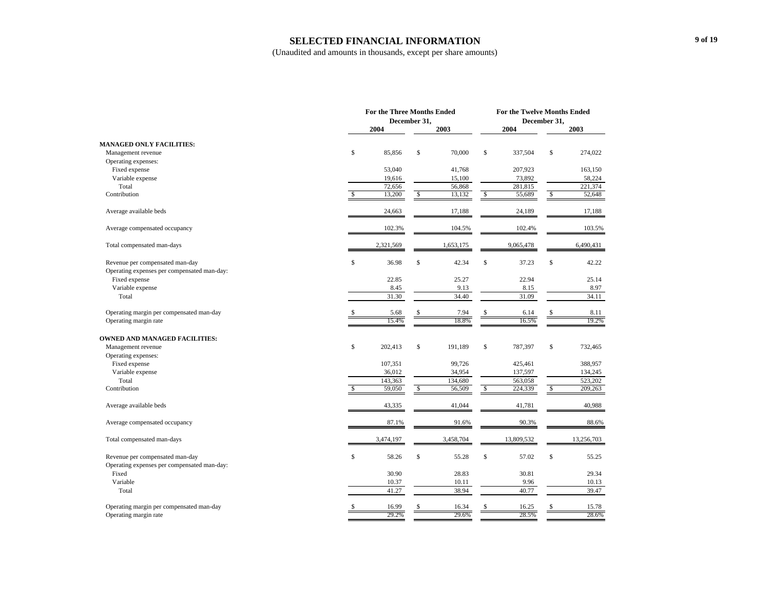# SELECTED FINANCIAL INFORMATION

(Unaudited and amounts in thousands, except per share amounts)

| | For the Three Months Ended December 31, | | For the Twelve Months Ended December 31, | |
|---|---|---|---|---|
| | 2004 | 2003 | 2004 | 2003 |
| **MANAGED ONLY FACILITIES:** | | | | |
| Management revenue | $ 85,856 | $ 70,000 | $ 337,504 | $ 274,022 |
| Operating expenses: | | | | |
| Fixed expense | 53,040 | 41,768 | 207,923 | 163,150 |
| Variable expense | 19,616 | 15,100 | 73,892 | 58,224 |
| Total | 72,656 | 56,868 | 281,815 | 221,374 |
| Contribution | $ 13,200 | $ 13,132 | $ 55,689 | $ 52,648 |
| Average available beds | 24,663 | 17,188 | 24,189 | 17,188 |
| Average compensated occupancy | 102.3% | 104.5% | 102.4% | 103.5% |
| Total compensated man-days | 2,321,569 | 1,653,175 | 9,065,478 | 6,490,431 |
| Revenue per compensated man-day | $ 36.98 | $ 42.34 | $ 37.23 | $ 42.22 |
| Operating expenses per compensated man-day: | | | | |
| Fixed expense | 22.85 | 25.27 | 22.94 | 25.14 |
| Variable expense | 8.45 | 9.13 | 8.15 | 8.97 |
| Total | 31.30 | 34.40 | 31.09 | 34.11 |
| Operating margin per compensated man-day | $ 5.68 | $ 7.94 | $ 6.14 | $ 8.11 |
| Operating margin rate | 15.4% | 18.8% | 16.5% | 19.2% |
| **OWNED AND MANAGED FACILITIES:** | | | | |
| Management revenue | $ 202,413 | $ 191,189 | $ 787,397 | $ 732,465 |
| Operating expenses: | | | | |
| Fixed expense | 107,351 | 99,726 | 425,461 | 388,957 |
| Variable expense | 36,012 | 34,954 | 137,597 | 134,245 |
| Total | 143,363 | 134,680 | 563,058 | 523,202 |
| Contribution | $ 59,050 | $ 56,509 | $ 224,339 | $ 209,263 |
| Average available beds | 43,335 | 41,044 | 41,781 | 40,988 |
| Average compensated occupancy | 87.1% | 91.6% | 90.3% | 88.6% |
| Total compensated man-days | 3,474,197 | 3,458,704 | 13,809,532 | 13,256,703 |
| Revenue per compensated man-day | $ 58.26 | $ 55.28 | $ 57.02 | $ 55.25 |
| Operating expenses per compensated man-day: | | | | |
| Fixed | 30.90 | 28.83 | 30.81 | 29.34 |
| Variable | 10.37 | 10.11 | 9.96 | 10.13 |
| Total | 41.27 | 38.94 | 40.77 | 39.47 |
| Operating margin per compensated man-day | $ 16.99 | $ 16.34 | $ 16.25 | $ 15.78 |
| Operating margin rate | 29.2% | 29.6% | 28.5% | 28.6% |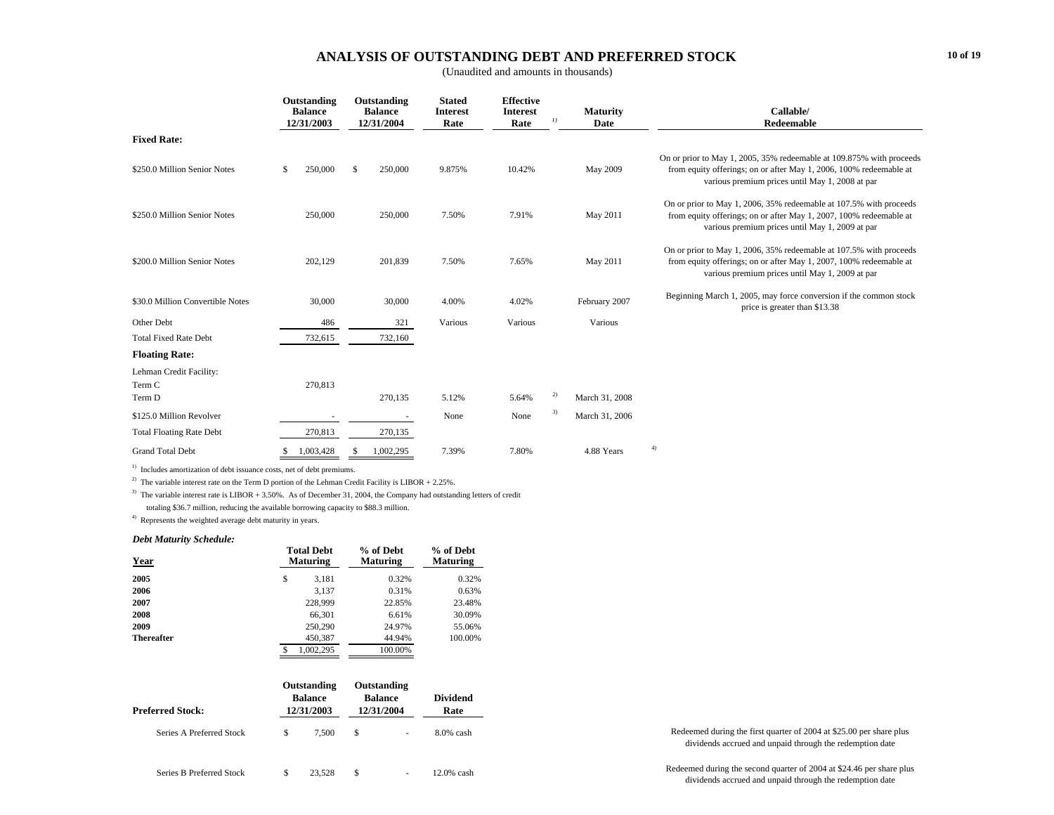# ANALYSIS OF OUTSTANDING DEBT AND PREFERRED STOCK

(Unaudited and amounts in thousands)

| | Outstanding Balance 12/31/2003 | Outstanding Balance 12/31/2004 | Stated Interest Rate | Effective Interest Rate [1] | Maturity Date | Callable/ Redeemable |
|---|---|---|---|---|---|---|
| **Fixed Rate:** | | | | | | |
| $250.0 Million Senior Notes | $ 250,000 | $ 250,000 | 9.875% | 10.42% | May 2009 | On or prior to May 1, 2005, 35% redeemable at 109.875% with proceeds from equity offerings; on or after May 1, 2006, 100% redeemable at various premium prices until May 1, 2008 at par |
| $250.0 Million Senior Notes | 250,000 | 250,000 | 7.50% | 7.91% | May 2011 | On or prior to May 1, 2006, 35% redeemable at 107.5% with proceeds from equity offerings; on or after May 1, 2007, 100% redeemable at various premium prices until May 1, 2009 at par |
| $200.0 Million Senior Notes | 202,129 | 201,839 | 7.50% | 7.65% | May 2011 | On or prior to May 1, 2006, 35% redeemable at 107.5% with proceeds from equity offerings; on or after May 1, 2007, 100% redeemable at various premium prices until May 1, 2009 at par |
| $30.0 Million Convertible Notes | 30,000 | 30,000 | 4.00% | 4.02% | February 2007 | Beginning March 1, 2005, may force conversion if the common stock price is greater than $13.38 |
| Other Debt | 486 | 321 | Various | Various | Various | |
| Total Fixed Rate Debt | 732,615 | 732,160 | | | | |
| **Floating Rate:** | | | | | | |
| Lehman Credit Facility: | | | | | | |
| Term C | 270,813 | | | | | |
| Term D | | 270,135 | 5.12% | 5.64% [2] | March 31, 2008 | |
| $125.0 Million Revolver | - | - | None | None [3] | March 31, 2006 | |
| Total Floating Rate Debt | 270,813 | 270,135 | | | | |
| Grand Total Debt | $ 1,003,428 | $ 1,002,295 | 7.39% | 7.80% | 4.88 Years [4] | |

[1] Includes amortization of debt issuance costs, net of debt premiums.

[2] The variable interest rate on the Term D portion of the Lehman Credit Facility is LIBOR + 2.25%.

[3] The variable interest rate is LIBOR + 3.50%. As of December 31, 2004, the Company had outstanding letters of credit totaling $36.7 million, reducing the available borrowing capacity to $88.3 million.

[4] Represents the weighted average debt maturity in years.

***Debt Maturity Schedule:***

| Year | Total Debt Maturing | % of Debt Maturing | % of Debt Maturing |
|---|---|---|---|
| **2005** | $ 3,181 | 0.32% | 0.32% |
| **2006** | 3,137 | 0.31% | 0.63% |
| **2007** | 228,999 | 22.85% | 23.48% |
| **2008** | 66,301 | 6.61% | 30.09% |
| **2009** | 250,290 | 24.97% | 55.06% |
| **Thereafter** | 450,387 | 44.94% | 100.00% |
| | $ 1,002,295 | 100.00% | |

| Preferred Stock: | Outstanding Balance 12/31/2003 | Outstanding Balance 12/31/2004 | Dividend Rate | |
|---|---|---|---|---|
| Series A Preferred Stock | $ 7,500 | $ - | 8.0% cash | Redeemed during the first quarter of 2004 at $25.00 per share plus dividends accrued and unpaid through the redemption date |
| Series B Preferred Stock | $ 23,528 | $ - | 12.0% cash | Redeemed during the second quarter of 2004 at $24.46 per share plus dividends accrued and unpaid through the redemption date |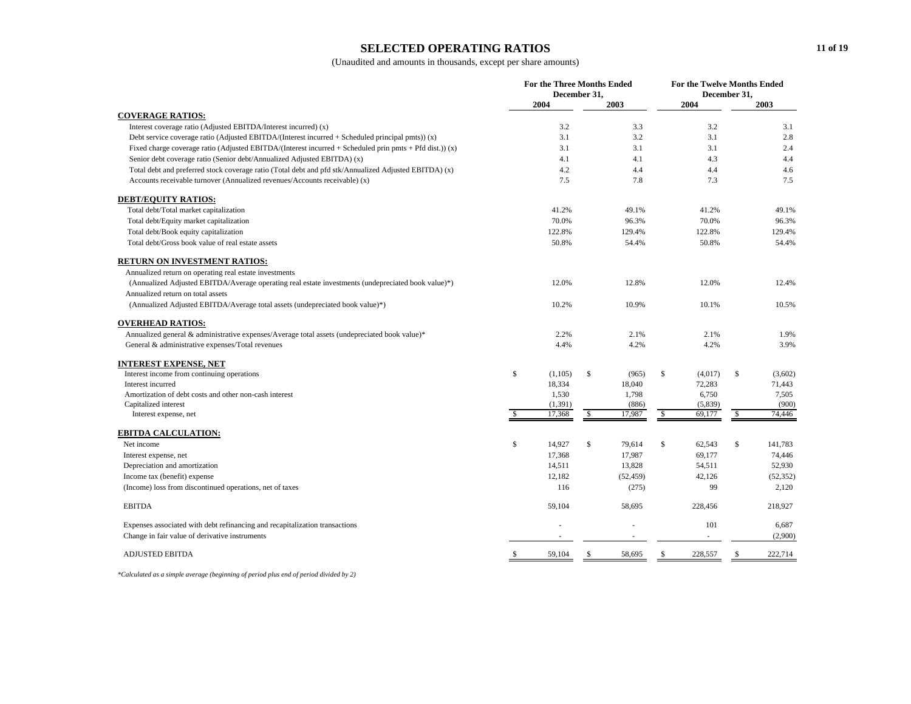# SELECTED OPERATING RATIOS

(Unaudited and amounts in thousands, except per share amounts)

| | For the Three Months Ended December 31, | | For the Twelve Months Ended December 31, | |
|---|---|---|---|---|
| | 2004 | 2003 | 2004 | 2003 |
| **COVERAGE RATIOS:** | | | | |
| Interest coverage ratio (Adjusted EBITDA/Interest incurred) (x) | 3.2 | 3.3 | 3.2 | 3.1 |
| Debt service coverage ratio (Adjusted EBITDA/(Interest incurred + Scheduled principal pmts)) (x) | 3.1 | 3.2 | 3.1 | 2.8 |
| Fixed charge coverage ratio (Adjusted EBITDA/(Interest incurred + Scheduled prin pmts + Pfd dist.)) (x) | 3.1 | 3.1 | 3.1 | 2.4 |
| Senior debt coverage ratio (Senior debt/Annualized Adjusted EBITDA) (x) | 4.1 | 4.1 | 4.3 | 4.4 |
| Total debt and preferred stock coverage ratio (Total debt and pfd stk/Annualized Adjusted EBITDA) (x) | 4.2 | 4.4 | 4.4 | 4.6 |
| Accounts receivable turnover (Annualized revenues/Accounts receivable) (x) | 7.5 | 7.8 | 7.3 | 7.5 |
| **DEBT/EQUITY RATIOS:** | | | | |
| Total debt/Total market capitalization | 41.2% | 49.1% | 41.2% | 49.1% |
| Total debt/Equity market capitalization | 70.0% | 96.3% | 70.0% | 96.3% |
| Total debt/Book equity capitalization | 122.8% | 129.4% | 122.8% | 129.4% |
| Total debt/Gross book value of real estate assets | 50.8% | 54.4% | 50.8% | 54.4% |
| **RETURN ON INVESTMENT RATIOS:** | | | | |
| Annualized return on operating real estate investments (Annualized Adjusted EBITDA/Average operating real estate investments (undepreciated book value)*) | 12.0% | 12.8% | 12.0% | 12.4% |
| Annualized return on total assets (Annualized Adjusted EBITDA/Average total assets (undepreciated book value)*) | 10.2% | 10.9% | 10.1% | 10.5% |
| **OVERHEAD RATIOS:** | | | | |
| Annualized general & administrative expenses/Average total assets (undepreciated book value)* | 2.2% | 2.1% | 2.1% | 1.9% |
| General & administrative expenses/Total revenues | 4.4% | 4.2% | 4.2% | 3.9% |
| **INTEREST EXPENSE, NET** | | | | |
| Interest income from continuing operations | $ (1,105) | $ (965) | $ (4,017) | $ (3,602) |
| Interest incurred | 18,334 | 18,040 | 72,283 | 71,443 |
| Amortization of debt costs and other non-cash interest | 1,530 | 1,798 | 6,750 | 7,505 |
| Capitalized interest | (1,391) | (886) | (5,839) | (900) |
| Interest expense, net | $ 17,368 | $ 17,987 | $ 69,177 | $ 74,446 |
| **EBITDA CALCULATION:** | | | | |
| Net income | $ 14,927 | $ 79,614 | $ 62,543 | $ 141,783 |
| Interest expense, net | 17,368 | 17,987 | 69,177 | 74,446 |
| Depreciation and amortization | 14,511 | 13,828 | 54,511 | 52,930 |
| Income tax (benefit) expense | 12,182 | (52,459) | 42,126 | (52,352) |
| (Income) loss from discontinued operations, net of taxes | 116 | (275) | 99 | 2,120 |
| EBITDA | 59,104 | 58,695 | 228,456 | 218,927 |
| Expenses associated with debt refinancing and recapitalization transactions | - | - | 101 | 6,687 |
| Change in fair value of derivative instruments | - | - | - | (2,900) |
| ADJUSTED EBITDA | $ 59,104 | $ 58,695 | $ 228,557 | $ 222,714 |

*\*Calculated as a simple average (beginning of period plus end of period divided by 2)*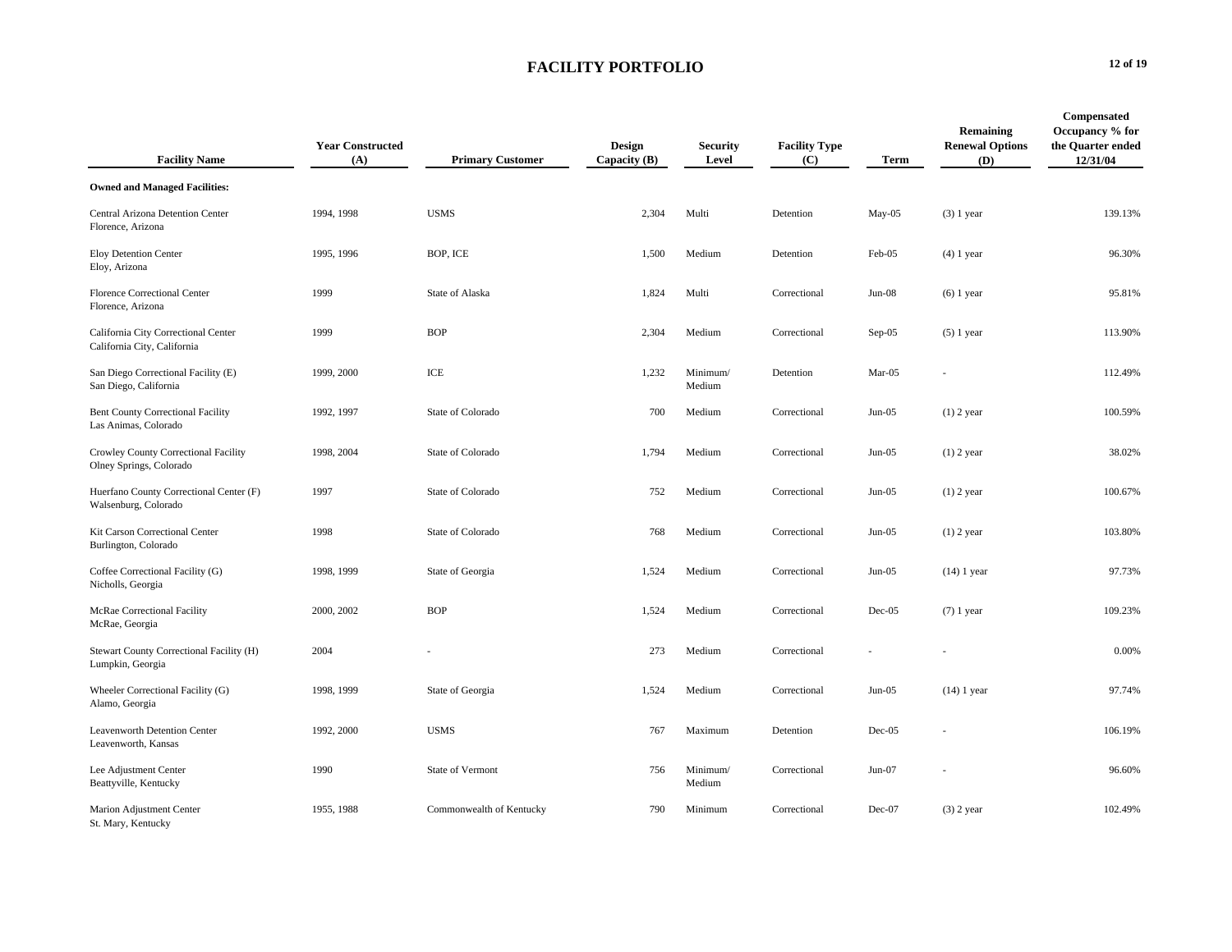# FACILITY PORTFOLIO

| Facility Name | Year Constructed (A) | Primary Customer | Design Capacity (B) | Security Level | Facility Type (C) | Term | Remaining Renewal Options (D) | Compensated Occupancy % for the Quarter ended 12/31/04 |
|---|---|---|---|---|---|---|---|---|
| **Owned and Managed Facilities:** | | | | | | | | |
| Central Arizona Detention Center<br>Florence, Arizona | 1994, 1998 | USMS | 2,304 | Multi | Detention | May-05 | (3) 1 year | 139.13% |
| Eloy Detention Center<br>Eloy, Arizona | 1995, 1996 | BOP, ICE | 1,500 | Medium | Detention | Feb-05 | (4) 1 year | 96.30% |
| Florence Correctional Center<br>Florence, Arizona | 1999 | State of Alaska | 1,824 | Multi | Correctional | Jun-08 | (6) 1 year | 95.81% |
| California City Correctional Center<br>California City, California | 1999 | BOP | 2,304 | Medium | Correctional | Sep-05 | (5) 1 year | 113.90% |
| San Diego Correctional Facility (E)<br>San Diego, California | 1999, 2000 | ICE | 1,232 | Minimum/ Medium | Detention | Mar-05 | - | 112.49% |
| Bent County Correctional Facility<br>Las Animas, Colorado | 1992, 1997 | State of Colorado | 700 | Medium | Correctional | Jun-05 | (1) 2 year | 100.59% |
| Crowley County Correctional Facility<br>Olney Springs, Colorado | 1998, 2004 | State of Colorado | 1,794 | Medium | Correctional | Jun-05 | (1) 2 year | 38.02% |
| Huerfano County Correctional Center (F)<br>Walsenburg, Colorado | 1997 | State of Colorado | 752 | Medium | Correctional | Jun-05 | (1) 2 year | 100.67% |
| Kit Carson Correctional Center<br>Burlington, Colorado | 1998 | State of Colorado | 768 | Medium | Correctional | Jun-05 | (1) 2 year | 103.80% |
| Coffee Correctional Facility (G)<br>Nicholls, Georgia | 1998, 1999 | State of Georgia | 1,524 | Medium | Correctional | Jun-05 | (14) 1 year | 97.73% |
| McRae Correctional Facility<br>McRae, Georgia | 2000, 2002 | BOP | 1,524 | Medium | Correctional | Dec-05 | (7) 1 year | 109.23% |
| Stewart County Correctional Facility (H)<br>Lumpkin, Georgia | 2004 | - | 273 | Medium | Correctional | - | - | 0.00% |
| Wheeler Correctional Facility (G)<br>Alamo, Georgia | 1998, 1999 | State of Georgia | 1,524 | Medium | Correctional | Jun-05 | (14) 1 year | 97.74% |
| Leavenworth Detention Center<br>Leavenworth, Kansas | 1992, 2000 | USMS | 767 | Maximum | Detention | Dec-05 | - | 106.19% |
| Lee Adjustment Center<br>Beattyville, Kentucky | 1990 | State of Vermont | 756 | Minimum/ Medium | Correctional | Jun-07 | - | 96.60% |
| Marion Adjustment Center<br>St. Mary, Kentucky | 1955, 1988 | Commonwealth of Kentucky | 790 | Minimum | Correctional | Dec-07 | (3) 2 year | 102.49% |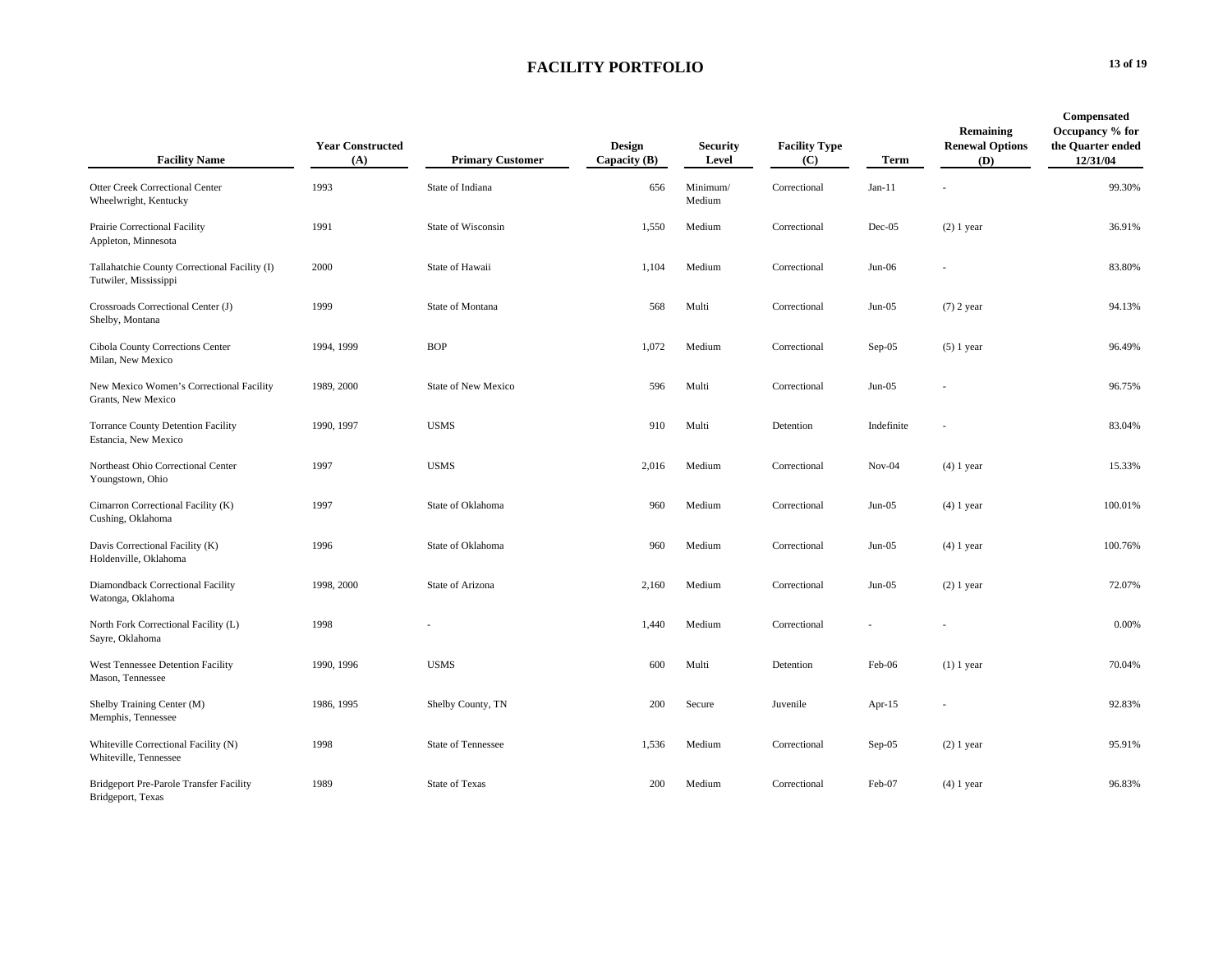# FACILITY PORTFOLIO

| Facility Name | Year Constructed (A) | Primary Customer | Design Capacity (B) | Security Level | Facility Type (C) | Term | Remaining Renewal Options (D) | Compensated Occupancy % for the Quarter ended 12/31/04 |
|---|---|---|---|---|---|---|---|---|
| Otter Creek Correctional Center<br>Wheelwright, Kentucky | 1993 | State of Indiana | 656 | Minimum/ Medium | Correctional | Jan-11 | - | 99.30% |
| Prairie Correctional Facility<br>Appleton, Minnesota | 1991 | State of Wisconsin | 1,550 | Medium | Correctional | Dec-05 | (2) 1 year | 36.91% |
| Tallahatchie County Correctional Facility (I)<br>Tutwiler, Mississippi | 2000 | State of Hawaii | 1,104 | Medium | Correctional | Jun-06 | - | 83.80% |
| Crossroads Correctional Center (J)<br>Shelby, Montana | 1999 | State of Montana | 568 | Multi | Correctional | Jun-05 | (7) 2 year | 94.13% |
| Cibola County Corrections Center<br>Milan, New Mexico | 1994, 1999 | BOP | 1,072 | Medium | Correctional | Sep-05 | (5) 1 year | 96.49% |
| New Mexico Women's Correctional Facility<br>Grants, New Mexico | 1989, 2000 | State of New Mexico | 596 | Multi | Correctional | Jun-05 | - | 96.75% |
| Torrance County Detention Facility<br>Estancia, New Mexico | 1990, 1997 | USMS | 910 | Multi | Detention | Indefinite | - | 83.04% |
| Northeast Ohio Correctional Center<br>Youngstown, Ohio | 1997 | USMS | 2,016 | Medium | Correctional | Nov-04 | (4) 1 year | 15.33% |
| Cimarron Correctional Facility (K)<br>Cushing, Oklahoma | 1997 | State of Oklahoma | 960 | Medium | Correctional | Jun-05 | (4) 1 year | 100.01% |
| Davis Correctional Facility (K)<br>Holdenville, Oklahoma | 1996 | State of Oklahoma | 960 | Medium | Correctional | Jun-05 | (4) 1 year | 100.76% |
| Diamondback Correctional Facility<br>Watonga, Oklahoma | 1998, 2000 | State of Arizona | 2,160 | Medium | Correctional | Jun-05 | (2) 1 year | 72.07% |
| North Fork Correctional Facility (L)<br>Sayre, Oklahoma | 1998 | - | 1,440 | Medium | Correctional | - | - | 0.00% |
| West Tennessee Detention Facility<br>Mason, Tennessee | 1990, 1996 | USMS | 600 | Multi | Detention | Feb-06 | (1) 1 year | 70.04% |
| Shelby Training Center (M)<br>Memphis, Tennessee | 1986, 1995 | Shelby County, TN | 200 | Secure | Juvenile | Apr-15 | - | 92.83% |
| Whiteville Correctional Facility (N)<br>Whiteville, Tennessee | 1998 | State of Tennessee | 1,536 | Medium | Correctional | Sep-05 | (2) 1 year | 95.91% |
| Bridgeport Pre-Parole Transfer Facility<br>Bridgeport, Texas | 1989 | State of Texas | 200 | Medium | Correctional | Feb-07 | (4) 1 year | 96.83% |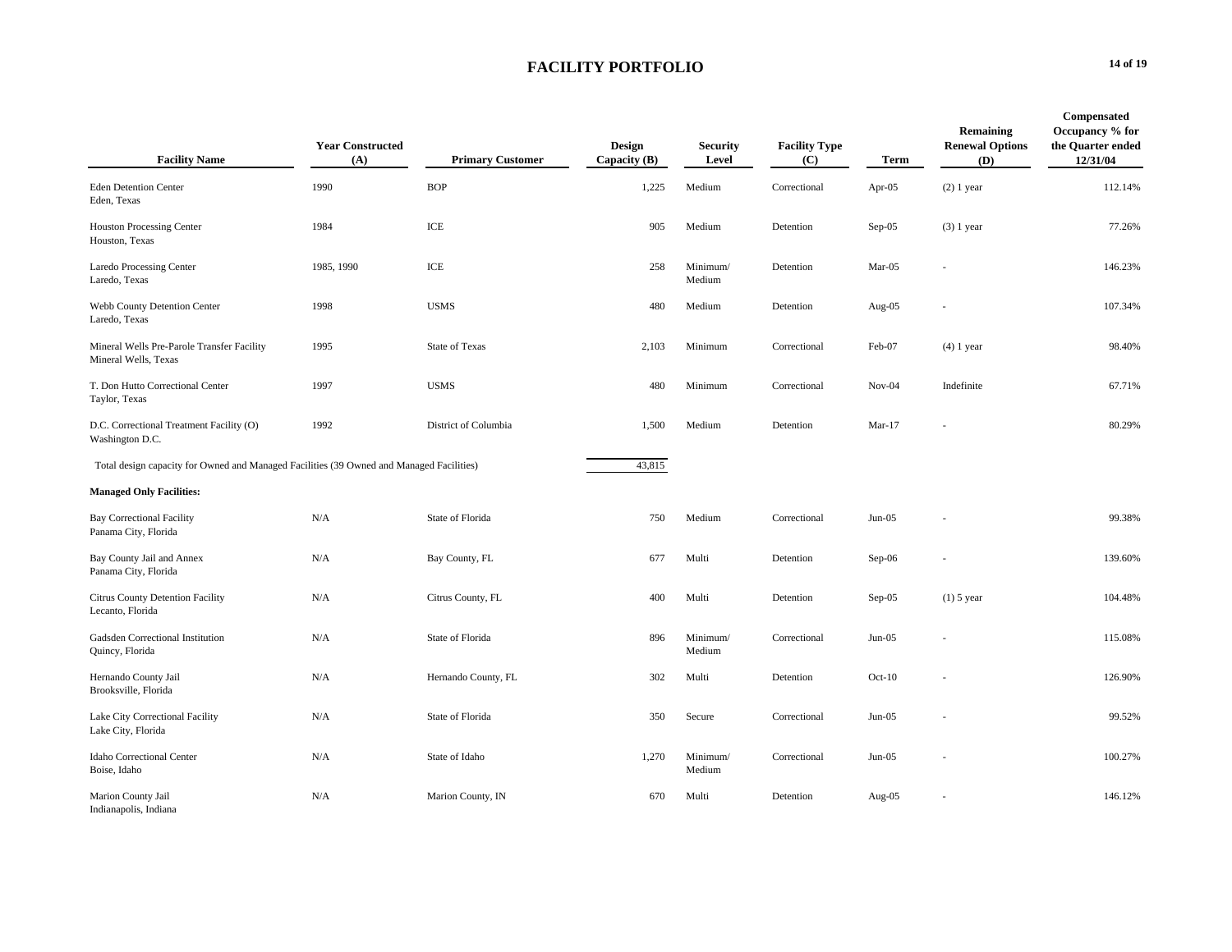# FACILITY PORTFOLIO

| Facility Name | Year Constructed (A) | Primary Customer | Design Capacity (B) | Security Level | Facility Type (C) | Term | Remaining Renewal Options (D) | Compensated Occupancy % for the Quarter ended 12/31/04 |
|---|---|---|---|---|---|---|---|---|
| Eden Detention Center<br>Eden, Texas | 1990 | BOP | 1,225 | Medium | Correctional | Apr-05 | (2) 1 year | 112.14% |
| Houston Processing Center<br>Houston, Texas | 1984 | ICE | 905 | Medium | Detention | Sep-05 | (3) 1 year | 77.26% |
| Laredo Processing Center<br>Laredo, Texas | 1985, 1990 | ICE | 258 | Minimum/ Medium | Detention | Mar-05 | - | 146.23% |
| Webb County Detention Center<br>Laredo, Texas | 1998 | USMS | 480 | Medium | Detention | Aug-05 | - | 107.34% |
| Mineral Wells Pre-Parole Transfer Facility<br>Mineral Wells, Texas | 1995 | State of Texas | 2,103 | Minimum | Correctional | Feb-07 | (4) 1 year | 98.40% |
| T. Don Hutto Correctional Center<br>Taylor, Texas | 1997 | USMS | 480 | Minimum | Correctional | Nov-04 | Indefinite | 67.71% |
| D.C. Correctional Treatment Facility (O)<br>Washington D.C. | 1992 | District of Columbia | 1,500 | Medium | Detention | Mar-17 | - | 80.29% |
| Total design capacity for Owned and Managed Facilities (39 Owned and Managed Facilities) | | | 43,815 | | | | | |
| **Managed Only Facilities:** | | | | | | | | |
| Bay Correctional Facility<br>Panama City, Florida | N/A | State of Florida | 750 | Medium | Correctional | Jun-05 | - | 99.38% |
| Bay County Jail and Annex<br>Panama City, Florida | N/A | Bay County, FL | 677 | Multi | Detention | Sep-06 | - | 139.60% |
| Citrus County Detention Facility<br>Lecanto, Florida | N/A | Citrus County, FL | 400 | Multi | Detention | Sep-05 | (1) 5 year | 104.48% |
| Gadsden Correctional Institution<br>Quincy, Florida | N/A | State of Florida | 896 | Minimum/ Medium | Correctional | Jun-05 | - | 115.08% |
| Hernando County Jail<br>Brooksville, Florida | N/A | Hernando County, FL | 302 | Multi | Detention | Oct-10 | - | 126.90% |
| Lake City Correctional Facility<br>Lake City, Florida | N/A | State of Florida | 350 | Secure | Correctional | Jun-05 | - | 99.52% |
| Idaho Correctional Center<br>Boise, Idaho | N/A | State of Idaho | 1,270 | Minimum/ Medium | Correctional | Jun-05 | - | 100.27% |
| Marion County Jail<br>Indianapolis, Indiana | N/A | Marion County, IN | 670 | Multi | Detention | Aug-05 | - | 146.12% |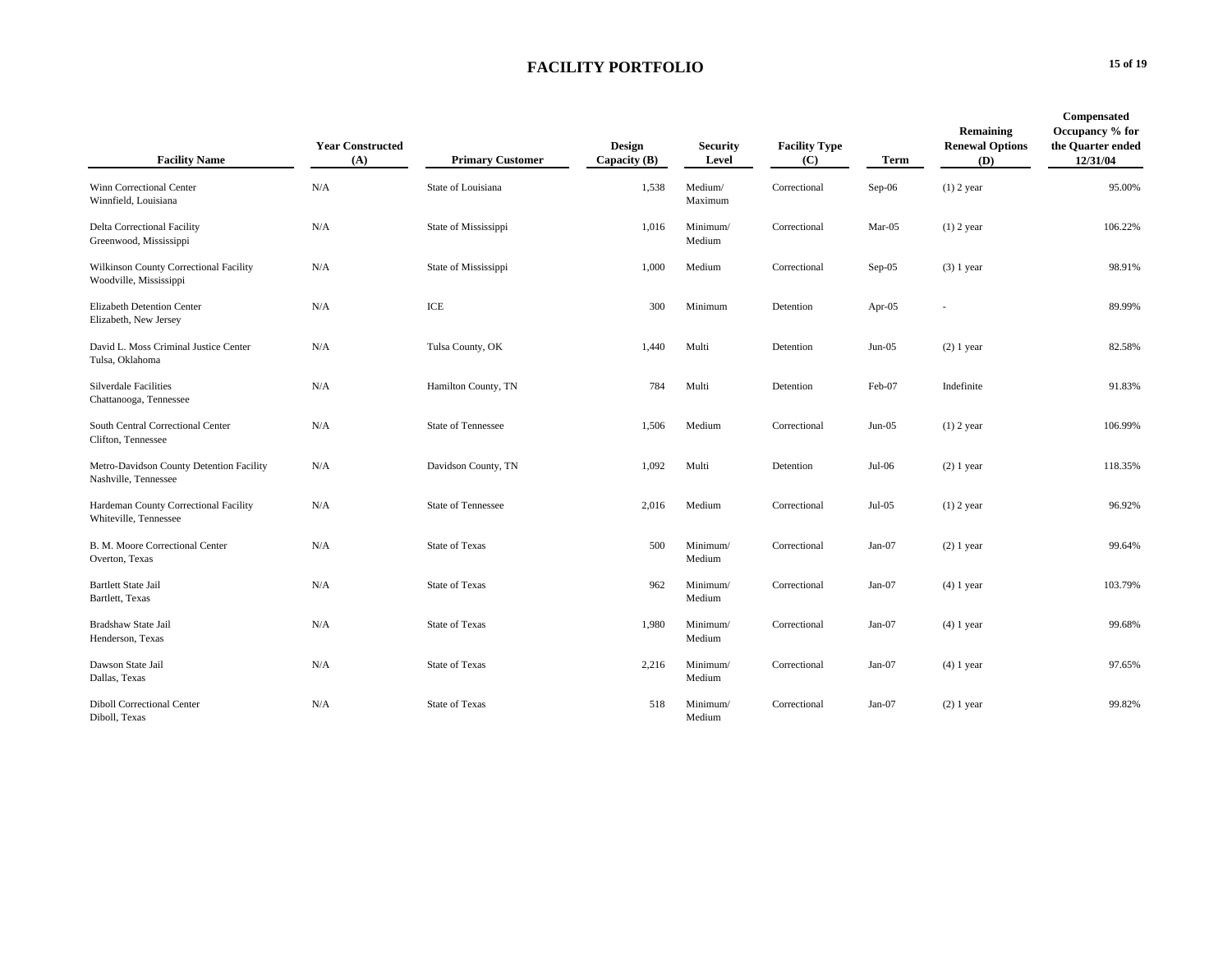# FACILITY PORTFOLIO

| Facility Name | Year Constructed (A) | Primary Customer | Design Capacity (B) | Security Level | Facility Type (C) | Term | Remaining Renewal Options (D) | Compensated Occupancy % for the Quarter ended 12/31/04 |
|---|---|---|---|---|---|---|---|---|
| Winn Correctional Center<br>Winnfield, Louisiana | N/A | State of Louisiana | 1,538 | Medium/<br>Maximum | Correctional | Sep-06 | (1) 2 year | 95.00% |
| Delta Correctional Facility<br>Greenwood, Mississippi | N/A | State of Mississippi | 1,016 | Minimum/<br>Medium | Correctional | Mar-05 | (1) 2 year | 106.22% |
| Wilkinson County Correctional Facility<br>Woodville, Mississippi | N/A | State of Mississippi | 1,000 | Medium | Correctional | Sep-05 | (3) 1 year | 98.91% |
| Elizabeth Detention Center<br>Elizabeth, New Jersey | N/A | ICE | 300 | Minimum | Detention | Apr-05 | - | 89.99% |
| David L. Moss Criminal Justice Center<br>Tulsa, Oklahoma | N/A | Tulsa County, OK | 1,440 | Multi | Detention | Jun-05 | (2) 1 year | 82.58% |
| Silverdale Facilities<br>Chattanooga, Tennessee | N/A | Hamilton County, TN | 784 | Multi | Detention | Feb-07 | Indefinite | 91.83% |
| South Central Correctional Center<br>Clifton, Tennessee | N/A | State of Tennessee | 1,506 | Medium | Correctional | Jun-05 | (1) 2 year | 106.99% |
| Metro-Davidson County Detention Facility<br>Nashville, Tennessee | N/A | Davidson County, TN | 1,092 | Multi | Detention | Jul-06 | (2) 1 year | 118.35% |
| Hardeman County Correctional Facility<br>Whiteville, Tennessee | N/A | State of Tennessee | 2,016 | Medium | Correctional | Jul-05 | (1) 2 year | 96.92% |
| B. M. Moore Correctional Center<br>Overton, Texas | N/A | State of Texas | 500 | Minimum/<br>Medium | Correctional | Jan-07 | (2) 1 year | 99.64% |
| Bartlett State Jail<br>Bartlett, Texas | N/A | State of Texas | 962 | Minimum/<br>Medium | Correctional | Jan-07 | (4) 1 year | 103.79% |
| Bradshaw State Jail<br>Henderson, Texas | N/A | State of Texas | 1,980 | Minimum/<br>Medium | Correctional | Jan-07 | (4) 1 year | 99.68% |
| Dawson State Jail<br>Dallas, Texas | N/A | State of Texas | 2,216 | Minimum/<br>Medium | Correctional | Jan-07 | (4) 1 year | 97.65% |
| Diboll Correctional Center<br>Diboll, Texas | N/A | State of Texas | 518 | Minimum/<br>Medium | Correctional | Jan-07 | (2) 1 year | 99.82% |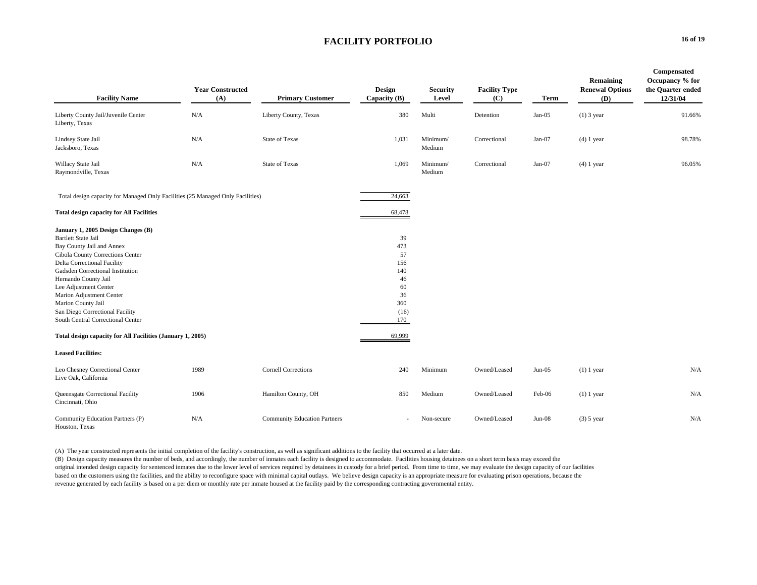# FACILITY PORTFOLIO

| Facility Name | Year Constructed (A) | Primary Customer | Design Capacity (B) | Security Level | Facility Type (C) | Term | Remaining Renewal Options (D) | Compensated Occupancy % for the Quarter ended 12/31/04 |
|---|---|---|---|---|---|---|---|---|
| Liberty County Jail/Juvenile Center<br>Liberty, Texas | N/A | Liberty County, Texas | 380 | Multi | Detention | Jan-05 | (1) 3 year | 91.66% |
| Lindsey State Jail<br>Jacksboro, Texas | N/A | State of Texas | 1,031 | Minimum/ Medium | Correctional | Jan-07 | (4) 1 year | 98.78% |
| Willacy State Jail<br>Raymondville, Texas | N/A | State of Texas | 1,069 | Minimum/ Medium | Correctional | Jan-07 | (4) 1 year | 96.05% |
| Total design capacity for Managed Only Facilities (25 Managed Only Facilities) | | | 24,663 | | | | | |
| **Total design capacity for All Facilities** | | | 68,478 | | | | | |
| **January 1, 2005 Design Changes (B)** | | | | | | | | |
| Bartlett State Jail | | | 39 | | | | | |
| Bay County Jail and Annex | | | 473 | | | | | |
| Cibola County Corrections Center | | | 57 | | | | | |
| Delta Correctional Facility | | | 156 | | | | | |
| Gadsden Correctional Institution | | | 140 | | | | | |
| Hernando County Jail | | | 46 | | | | | |
| Lee Adjustment Center | | | 60 | | | | | |
| Marion Adjustment Center | | | 36 | | | | | |
| Marion County Jail | | | 360 | | | | | |
| San Diego Correctional Facility | | | (16) | | | | | |
| South Central Correctional Center | | | 170 | | | | | |
| **Total design capacity for All Facilities (January 1, 2005)** | | | 69,999 | | | | | |
| **Leased Facilities:** | | | | | | | | |
| Leo Chesney Correctional Center<br>Live Oak, California | 1989 | Cornell Corrections | 240 | Minimum | Owned/Leased | Jun-05 | (1) 1 year | N/A |
| Queensgate Correctional Facility<br>Cincinnati, Ohio | 1906 | Hamilton County, OH | 850 | Medium | Owned/Leased | Feb-06 | (1) 1 year | N/A |
| Community Education Partners (P)<br>Houston, Texas | N/A | Community Education Partners | - | Non-secure | Owned/Leased | Jun-08 | (3) 5 year | N/A |

(A) The year constructed represents the initial completion of the facility's construction, as well as significant additions to the facility that occurred at a later date.

(B) Design capacity measures the number of beds, and accordingly, the number of inmates each facility is designed to accommodate. Facilities housing detainees on a short term basis may exceed the original intended design capacity for sentenced inmates due to the lower level of services required by detainees in custody for a brief period. From time to time, we may evaluate the design capacity of our facilities based on the customers using the facilities, and the ability to reconfigure space with minimal capital outlays. We believe design capacity is an appropriate measure for evaluating prison operations, because the revenue generated by each facility is based on a per diem or monthly rate per inmate housed at the facility paid by the corresponding contracting governmental entity.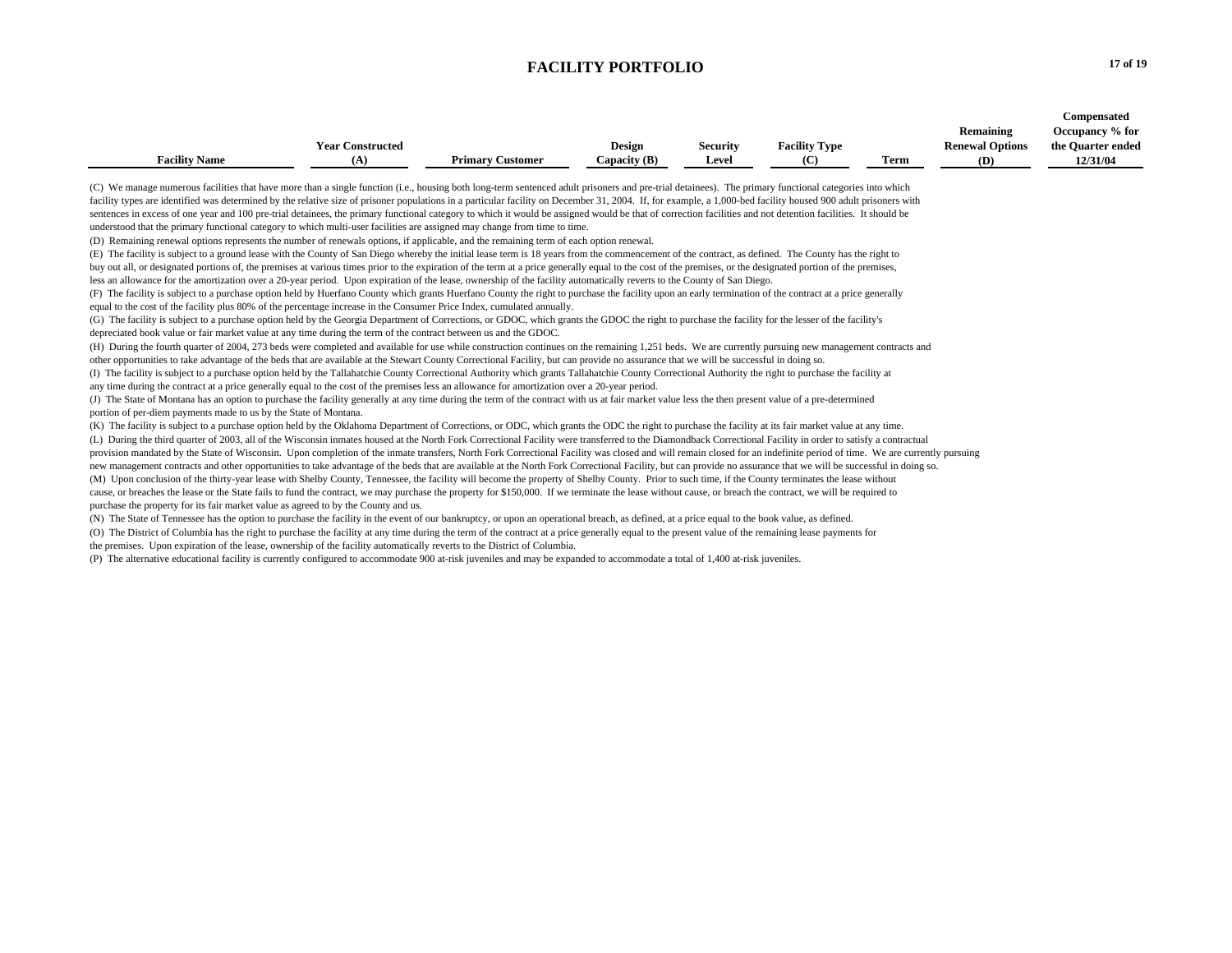# FACILITY PORTFOLIO

| Facility Name | Year Constructed (A) | Primary Customer | Design Capacity (B) | Security Level | Facility Type (C) | Term | Remaining Renewal Options (D) | Compensated Occupancy % for the Quarter ended 12/31/04 |
|---|---|---|---|---|---|---|---|---|

(C) We manage numerous facilities that have more than a single function (i.e., housing both long-term sentenced adult prisoners and pre-trial detainees). The primary functional categories into which facility types are identified was determined by the relative size of prisoner populations in a particular facility on December 31, 2004. If, for example, a 1,000-bed facility housed 900 adult prisoners with sentences in excess of one year and 100 pre-trial detainees, the primary functional category to which it would be assigned would be that of correction facilities and not detention facilities. It should be understood that the primary functional category to which multi-user facilities are assigned may change from time to time.

(D) Remaining renewal options represents the number of renewals options, if applicable, and the remaining term of each option renewal.

(E) The facility is subject to a ground lease with the County of San Diego whereby the initial lease term is 18 years from the commencement of the contract, as defined. The County has the right to buy out all, or designated portions of, the premises at various times prior to the expiration of the term at a price generally equal to the cost of the premises, or the designated portion of the premises, less an allowance for the amortization over a 20-year period. Upon expiration of the lease, ownership of the facility automatically reverts to the County of San Diego.

(F) The facility is subject to a purchase option held by Huerfano County which grants Huerfano County the right to purchase the facility upon an early termination of the contract at a price generally equal to the cost of the facility plus 80% of the percentage increase in the Consumer Price Index, cumulated annually.

(G) The facility is subject to a purchase option held by the Georgia Department of Corrections, or GDOC, which grants the GDOC the right to purchase the facility for the lesser of the facility's depreciated book value or fair market value at any time during the term of the contract between us and the GDOC.

(H) During the fourth quarter of 2004, 273 beds were completed and available for use while construction continues on the remaining 1,251 beds. We are currently pursuing new management contracts and other opportunities to take advantage of the beds that are available at the Stewart County Correctional Facility, but can provide no assurance that we will be successful in doing so.

(I) The facility is subject to a purchase option held by the Tallahatchie County Correctional Authority which grants Tallahatchie County Correctional Authority the right to purchase the facility at any time during the contract at a price generally equal to the cost of the premises less an allowance for amortization over a 20-year period.

(J) The State of Montana has an option to purchase the facility generally at any time during the term of the contract with us at fair market value less the then present value of a pre-determined portion of per-diem payments made to us by the State of Montana.

(K) The facility is subject to a purchase option held by the Oklahoma Department of Corrections, or ODC, which grants the ODC the right to purchase the facility at its fair market value at any time.

(L) During the third quarter of 2003, all of the Wisconsin inmates housed at the North Fork Correctional Facility were transferred to the Diamondback Correctional Facility in order to satisfy a contractual provision mandated by the State of Wisconsin. Upon completion of the inmate transfers, North Fork Correctional Facility was closed and will remain closed for an indefinite period of time. We are currently pursuing new management contracts and other opportunities to take advantage of the beds that are available at the North Fork Correctional Facility, but can provide no assurance that we will be successful in doing so.

(M) Upon conclusion of the thirty-year lease with Shelby County, Tennessee, the facility will become the property of Shelby County. Prior to such time, if the County terminates the lease without cause, or breaches the lease or the State fails to fund the contract, we may purchase the property for $150,000. If we terminate the lease without cause, or breach the contract, we will be required to purchase the property for its fair market value as agreed to by the County and us.

(N) The State of Tennessee has the option to purchase the facility in the event of our bankruptcy, or upon an operational breach, as defined, at a price equal to the book value, as defined.

(O) The District of Columbia has the right to purchase the facility at any time during the term of the contract at a price generally equal to the present value of the remaining lease payments for the premises. Upon expiration of the lease, ownership of the facility automatically reverts to the District of Columbia.

(P) The alternative educational facility is currently configured to accommodate 900 at-risk juveniles and may be expanded to accommodate a total of 1,400 at-risk juveniles.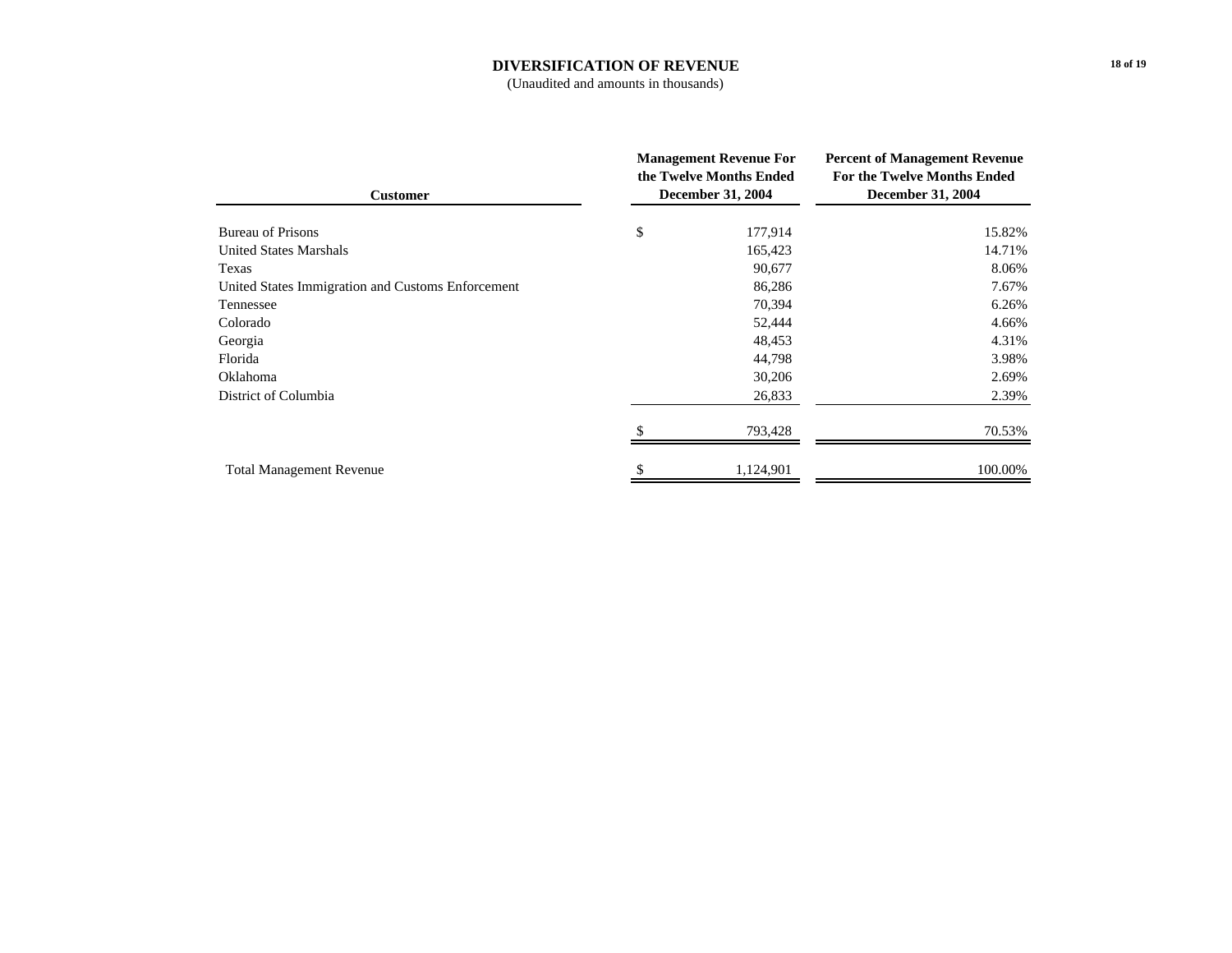# DIVERSIFICATION OF REVENUE

(Unaudited and amounts in thousands)

| Customer | Management Revenue For the Twelve Months Ended December 31, 2004 | Percent of Management Revenue For the Twelve Months Ended December 31, 2004 |
|---|---|---|
| Bureau of Prisons | $ 177,914 | 15.82% |
| United States Marshals | 165,423 | 14.71% |
| Texas | 90,677 | 8.06% |
| United States Immigration and Customs Enforcement | 86,286 | 7.67% |
| Tennessee | 70,394 | 6.26% |
| Colorado | 52,444 | 4.66% |
| Georgia | 48,453 | 4.31% |
| Florida | 44,798 | 3.98% |
| Oklahoma | 30,206 | 2.69% |
| District of Columbia | 26,833 | 2.39% |
| | $ 793,428 | 70.53% |
| Total Management Revenue | $ 1,124,901 | 100.00% |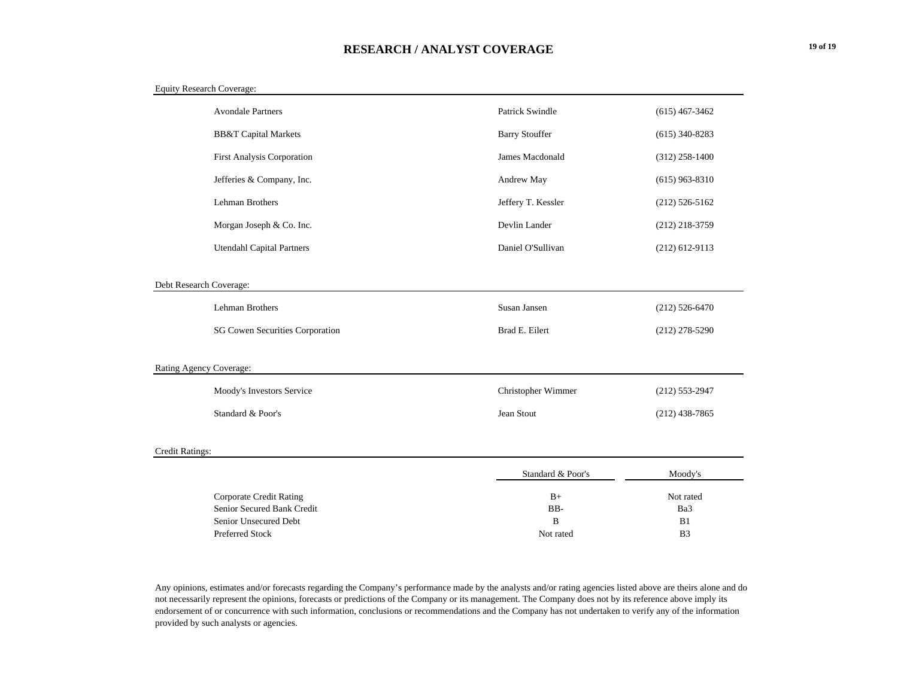# RESEARCH / ANALYST COVERAGE

Equity Research Coverage:

| | | |
|---|---|---|
| Avondale Partners | Patrick Swindle | (615) 467-3462 |
| BB&T Capital Markets | Barry Stouffer | (615) 340-8283 |
| First Analysis Corporation | James Macdonald | (312) 258-1400 |
| Jefferies & Company, Inc. | Andrew May | (615) 963-8310 |
| Lehman Brothers | Jeffery T. Kessler | (212) 526-5162 |
| Morgan Joseph & Co. Inc. | Devlin Lander | (212) 218-3759 |
| Utendahl Capital Partners | Daniel O'Sullivan | (212) 612-9113 |

Debt Research Coverage:

| | | |
|---|---|---|
| Lehman Brothers | Susan Jansen | (212) 526-6470 |
| SG Cowen Securities Corporation | Brad E. Eilert | (212) 278-5290 |

Rating Agency Coverage:

| | | |
|---|---|---|
| Moody's Investors Service | Christopher Wimmer | (212) 553-2947 |
| Standard & Poor's | Jean Stout | (212) 438-7865 |

Credit Ratings:

| | Standard & Poor's | Moody's |
|---|---|---|
| Corporate Credit Rating | B+ | Not rated |
| Senior Secured Bank Credit | BB- | Ba3 |
| Senior Unsecured Debt | B | B1 |
| Preferred Stock | Not rated | B3 |

Any opinions, estimates and/or forecasts regarding the Company's performance made by the analysts and/or rating agencies listed above are theirs alone and do not necessarily represent the opinions, forecasts or predictions of the Company or its management. The Company does not by its reference above imply its endorsement of or concurrence with such information, conclusions or recommendations and the Company has not undertaken to verify any of the information provided by such analysts or agencies.